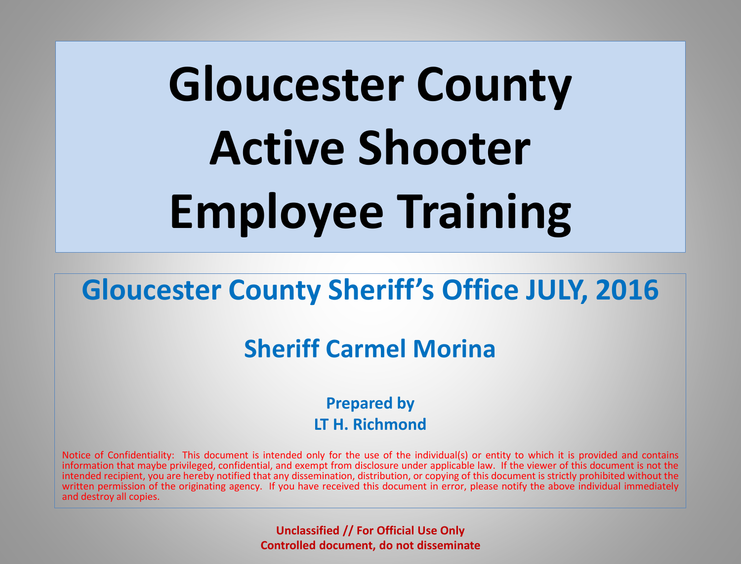# Gloucester County Active Shooter Employee Training

## Gloucester County Sheriff's Office JULY, 2016

### Sheriff Carmel Morina

**Prepared by**
**LT H. Richmond**

Notice of Confidentiality: This document is intended only for the use of the individual(s) or entity to which it is provided and contains information that maybe privileged, confidential, and exempt from disclosure under applicable law. If the viewer of this document is not the intended recipient, you are hereby notified that any dissemination, distribution, or copying of this document is strictly prohibited without the written permission of the originating agency. If you have received this document in error, please notify the above individual immediately and destroy all copies.

**Unclassified // For Official Use Only**
**Controlled document, do not disseminate**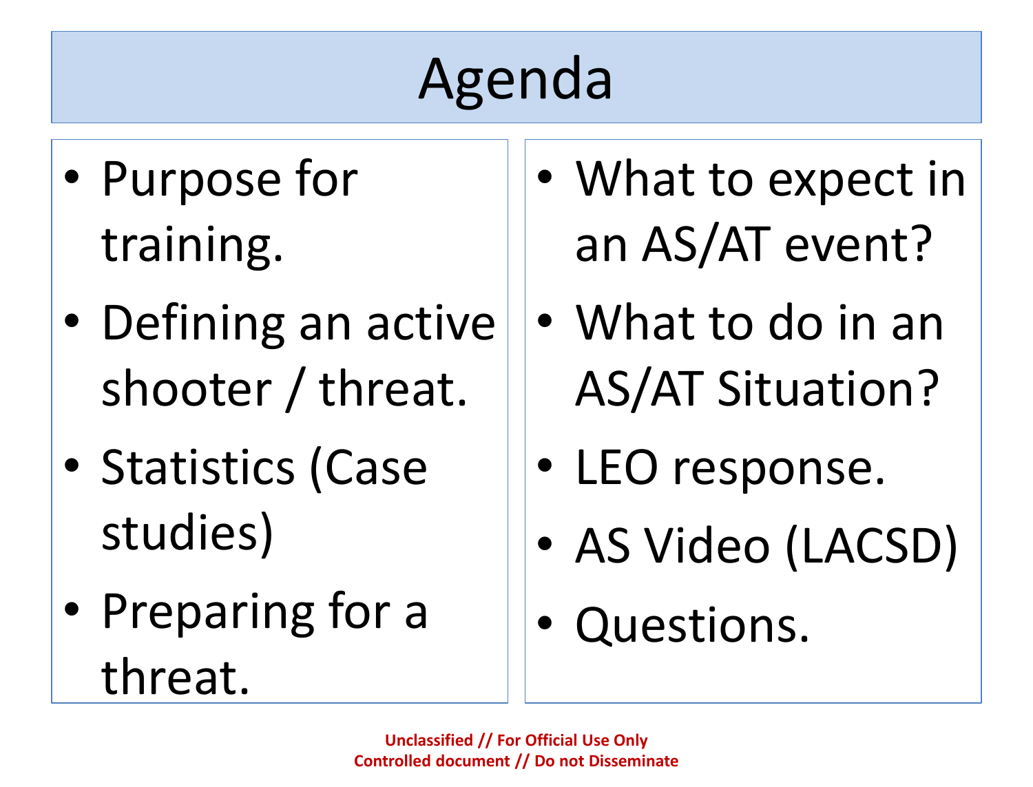# Agenda

- Purpose for training.
- Defining an active shooter / threat.
- Statistics (Case studies)
- Preparing for a threat.
- What to expect in an AS/AT event?
- What to do in an AS/AT Situation?
- LEO response.
- AS Video (LACSD)
- Questions.

**Unclassified // For Official Use Only**
**Controlled document // Do not Disseminate**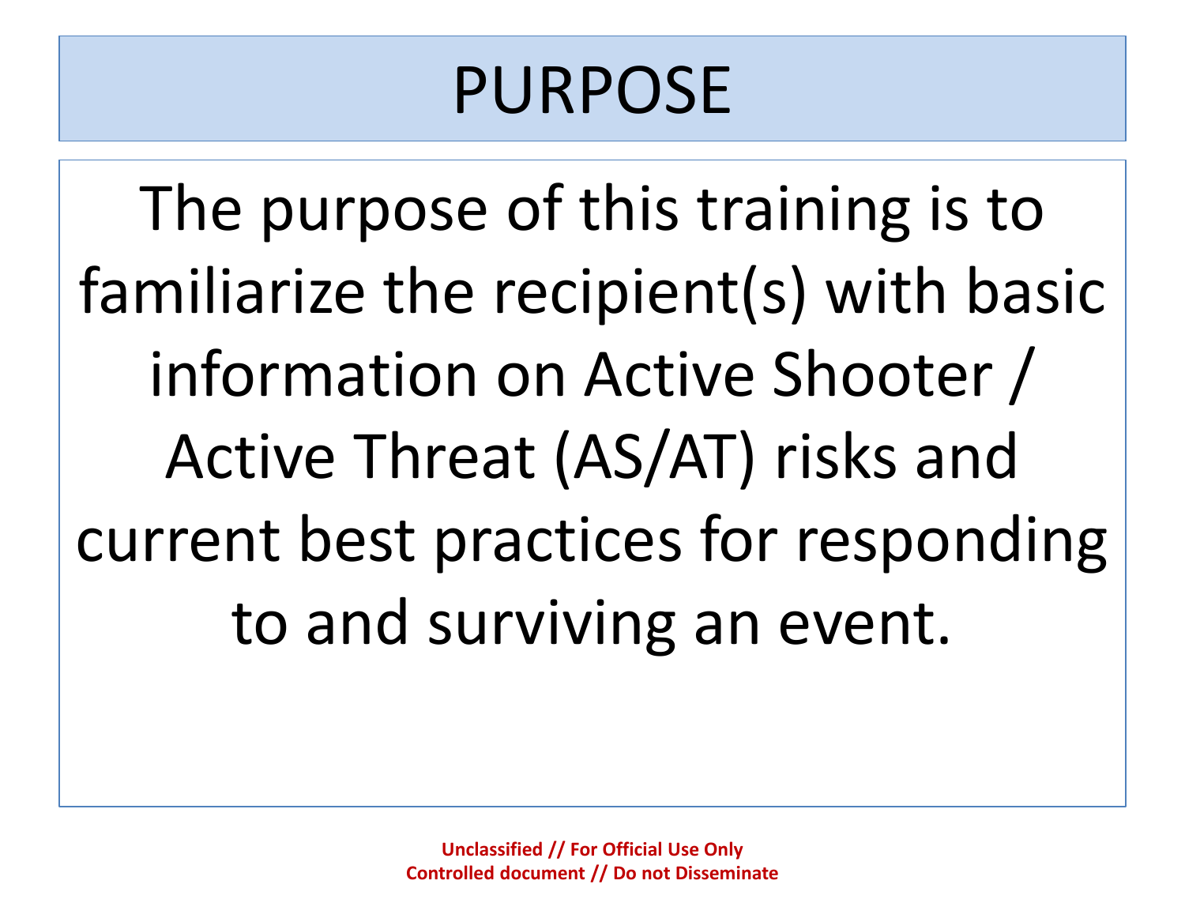# PURPOSE

The purpose of this training is to familiarize the recipient(s) with basic information on Active Shooter / Active Threat (AS/AT) risks and current best practices for responding to and surviving an event.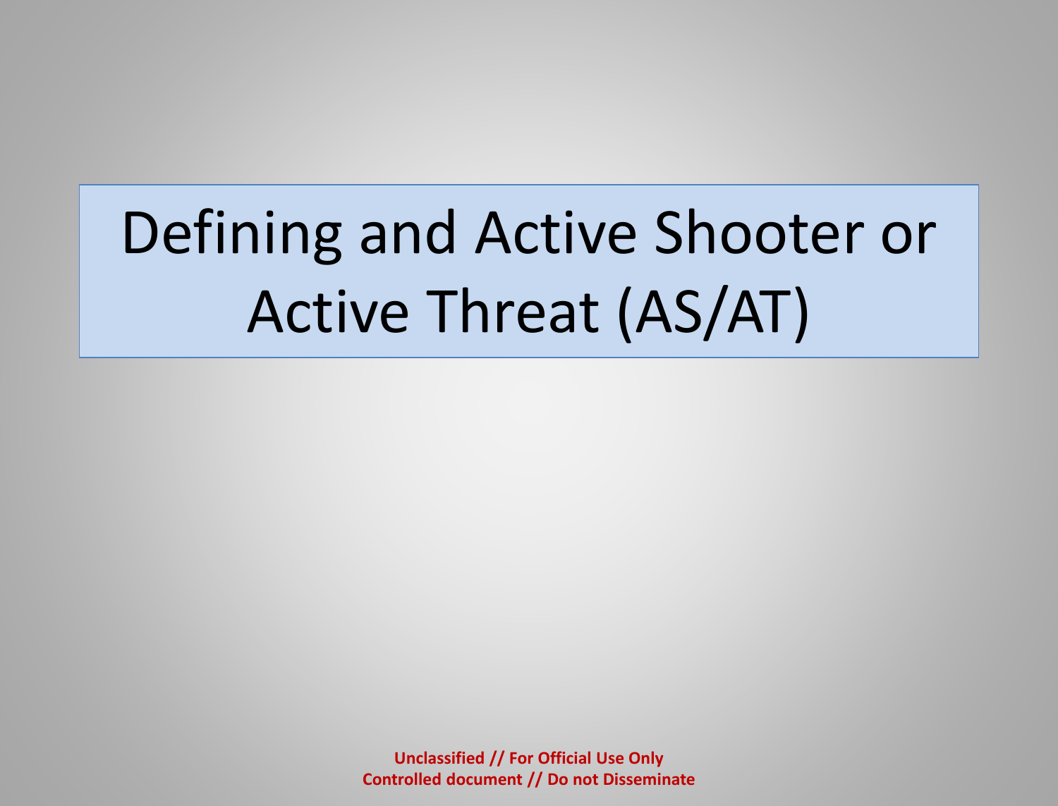# Defining and Active Shooter or Active Threat (AS/AT)

**Unclassified // For Official Use Only**
**Controlled document // Do not Disseminate**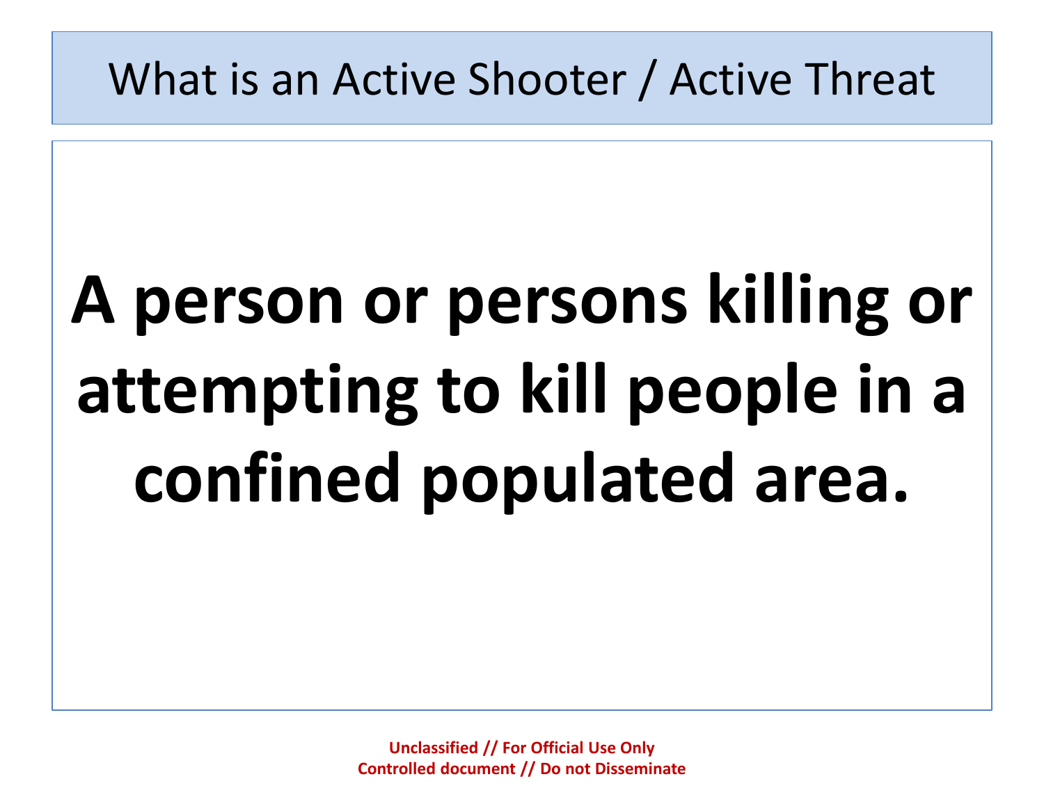# What is an Active Shooter / Active Threat

**A person or persons killing or attempting to kill people in a confined populated area.**

**Unclassified // For Official Use Only**
**Controlled document // Do not Disseminate**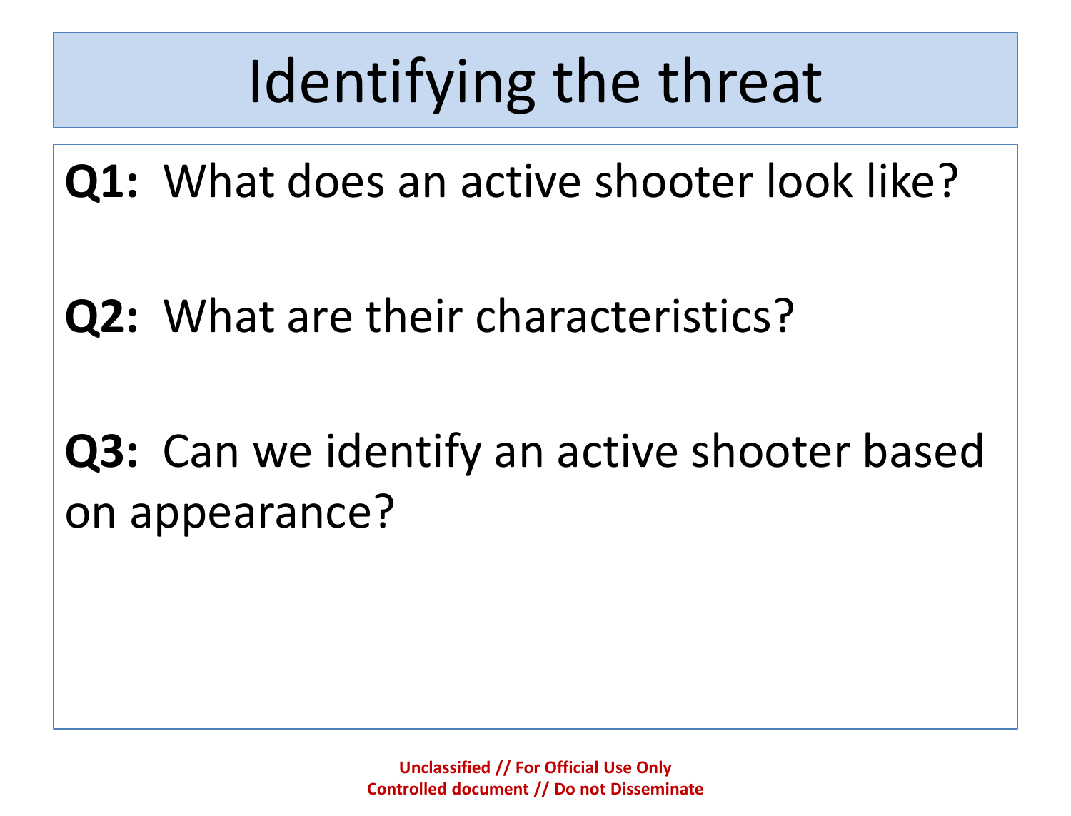# Identifying the threat

**Q1:** What does an active shooter look like?

**Q2:** What are their characteristics?

**Q3:** Can we identify an active shooter based on appearance?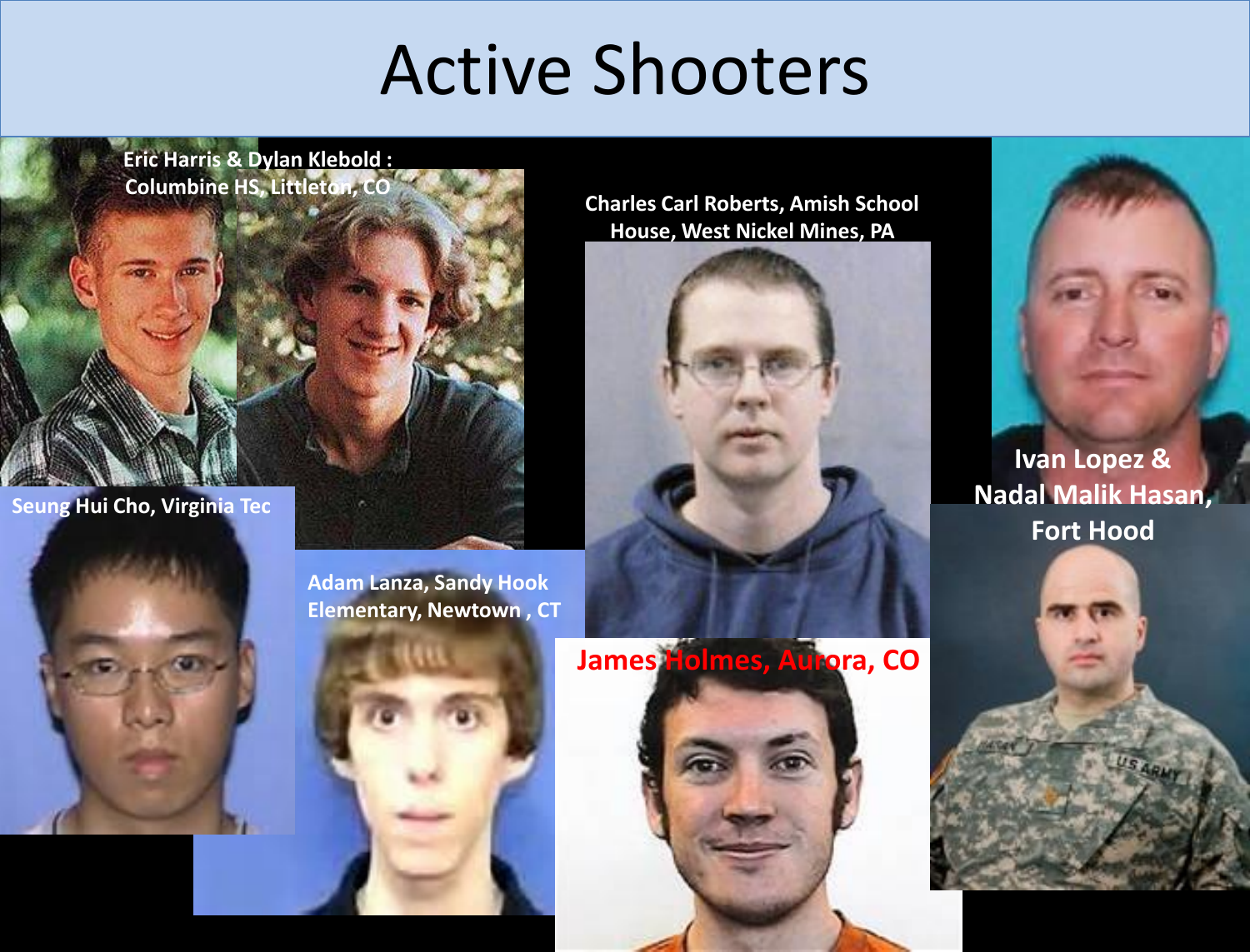# Active Shooters

Eric Harris & Dylan Klebold : Columbine HS, Littleton, CO

Charles Carl Roberts, Amish School House, West Nickel Mines, PA

Ivan Lopez & Nadal Malik Hasan, Fort Hood

Seung Hui Cho, Virginia Tec

Adam Lanza, Sandy Hook Elementary, Newtown , CT

James Holmes, Aurora, CO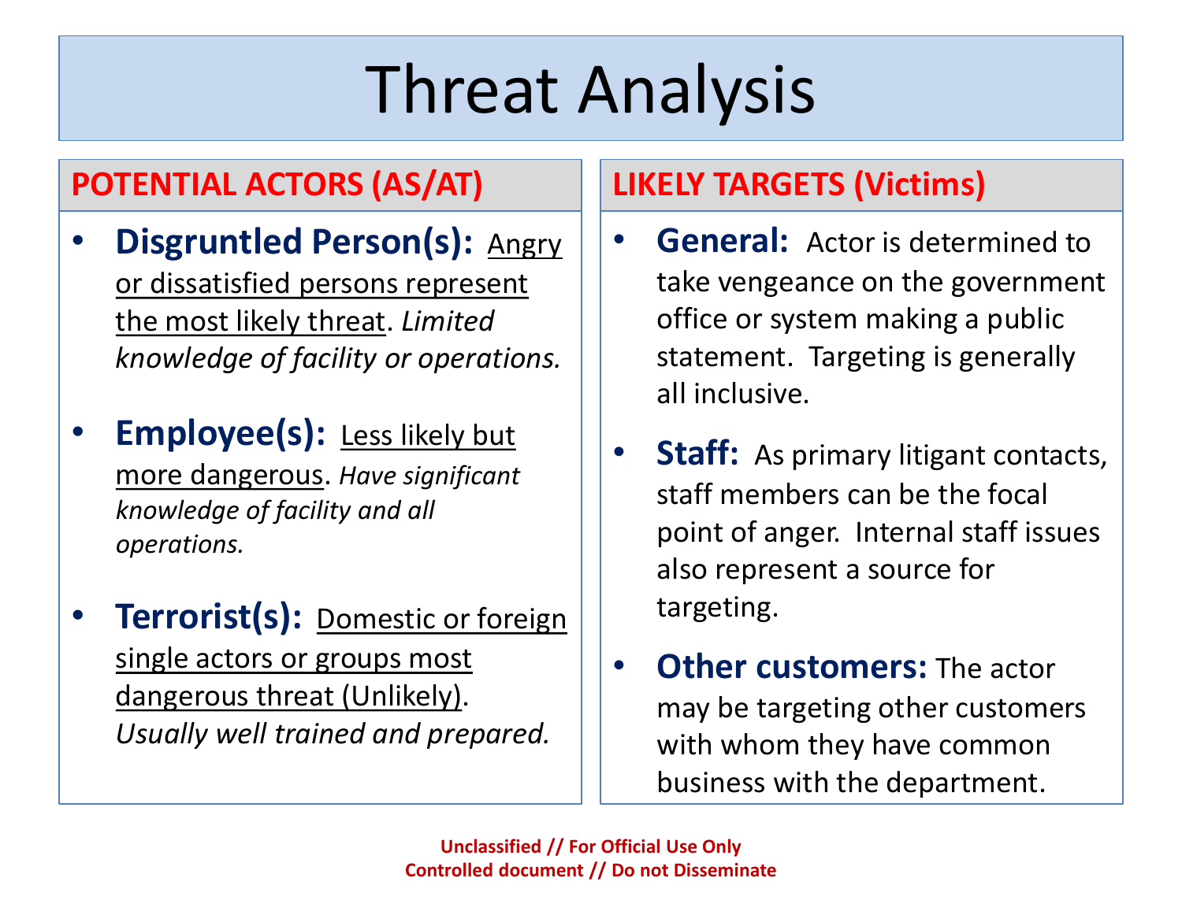# Threat Analysis

## POTENTIAL ACTORS (AS/AT)

- **Disgruntled Person(s):** Angry or dissatisfied persons represent the most likely threat. *Limited knowledge of facility or operations.*
- **Employee(s):** Less likely but more dangerous. *Have significant knowledge of facility and all operations.*
- **Terrorist(s):** Domestic or foreign single actors or groups most dangerous threat (Unlikely). *Usually well trained and prepared.*

## LIKELY TARGETS (Victims)

- **General:** Actor is determined to take vengeance on the government office or system making a public statement. Targeting is generally all inclusive.
- **Staff:** As primary litigant contacts, staff members can be the focal point of anger. Internal staff issues also represent a source for targeting.
- **Other customers:** The actor may be targeting other customers with whom they have common business with the department.

Unclassified // For Official Use Only
Controlled document // Do not Disseminate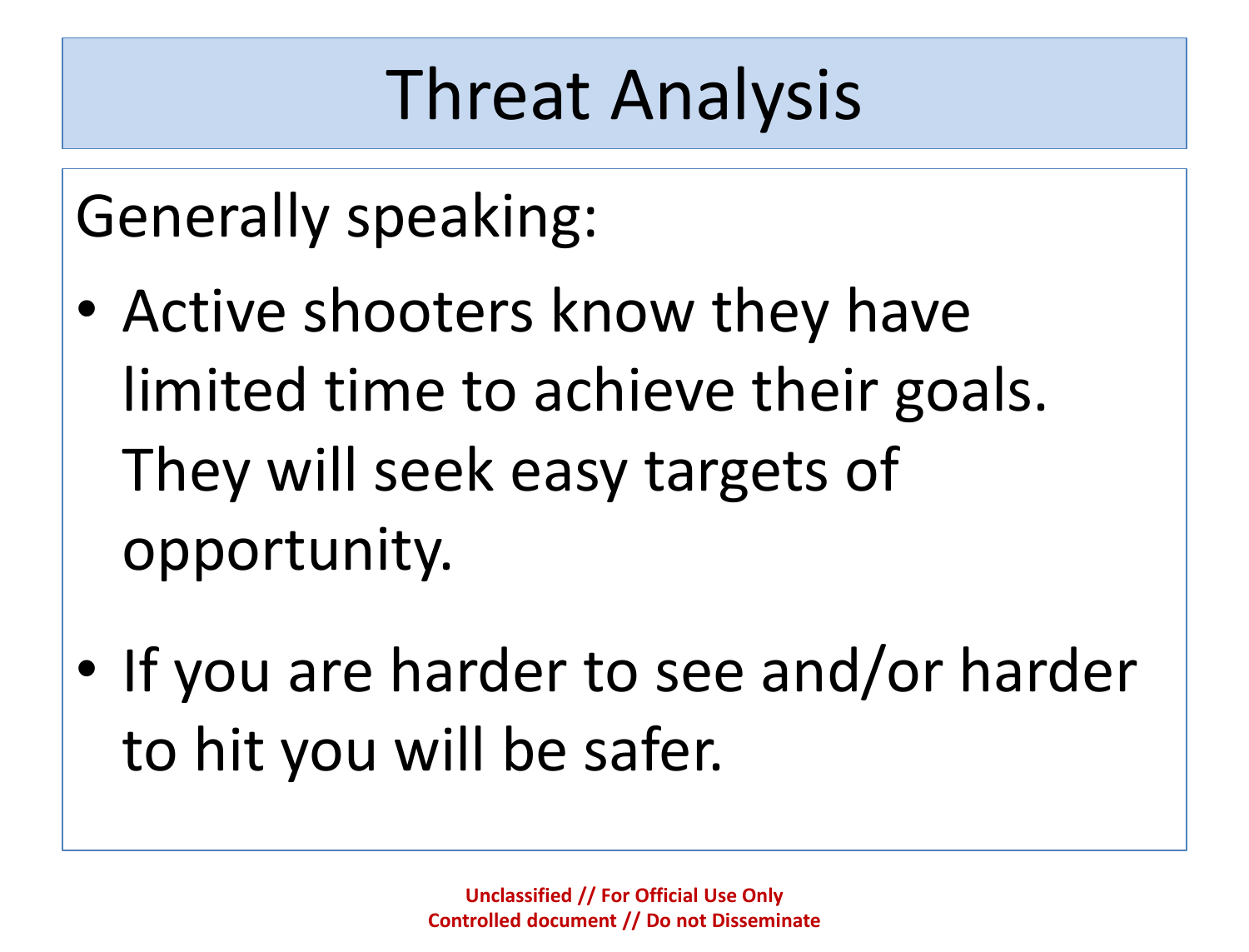# Threat Analysis

Generally speaking:

- Active shooters know they have limited time to achieve their goals. They will seek easy targets of opportunity.
- If you are harder to see and/or harder to hit you will be safer.

**Unclassified // For Official Use Only**
**Controlled document // Do not Disseminate**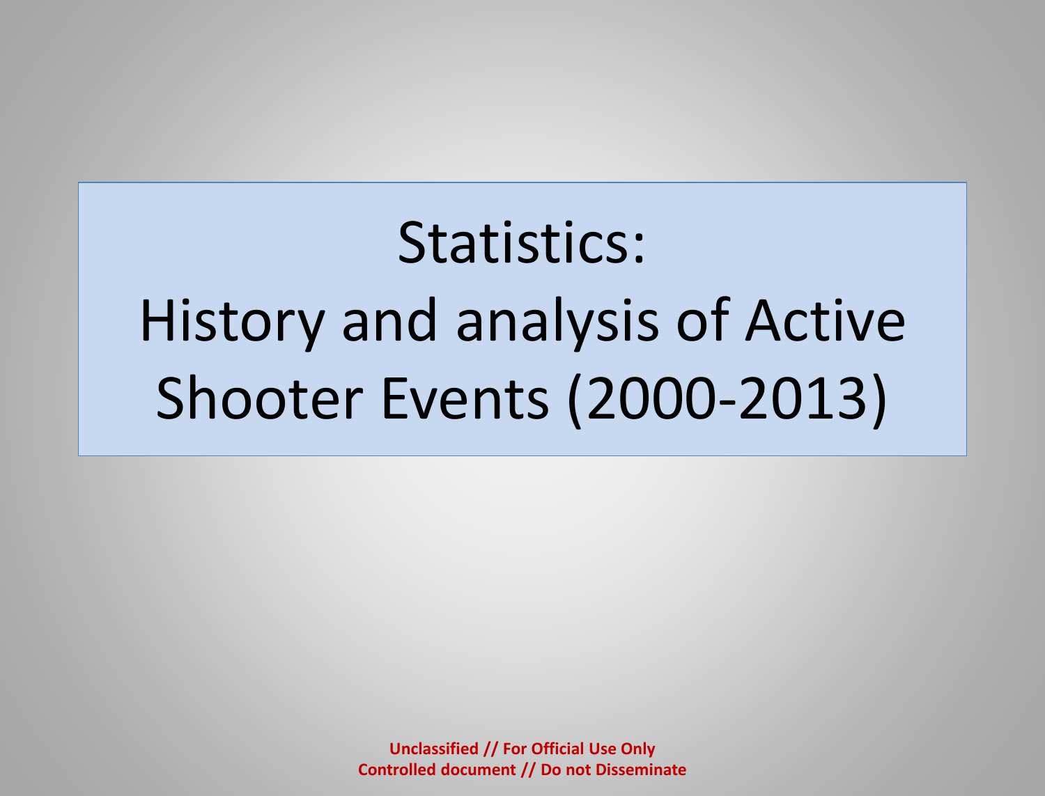# Statistics: History and analysis of Active Shooter Events (2000-2013)

**Unclassified // For Official Use Only**
**Controlled document // Do not Disseminate**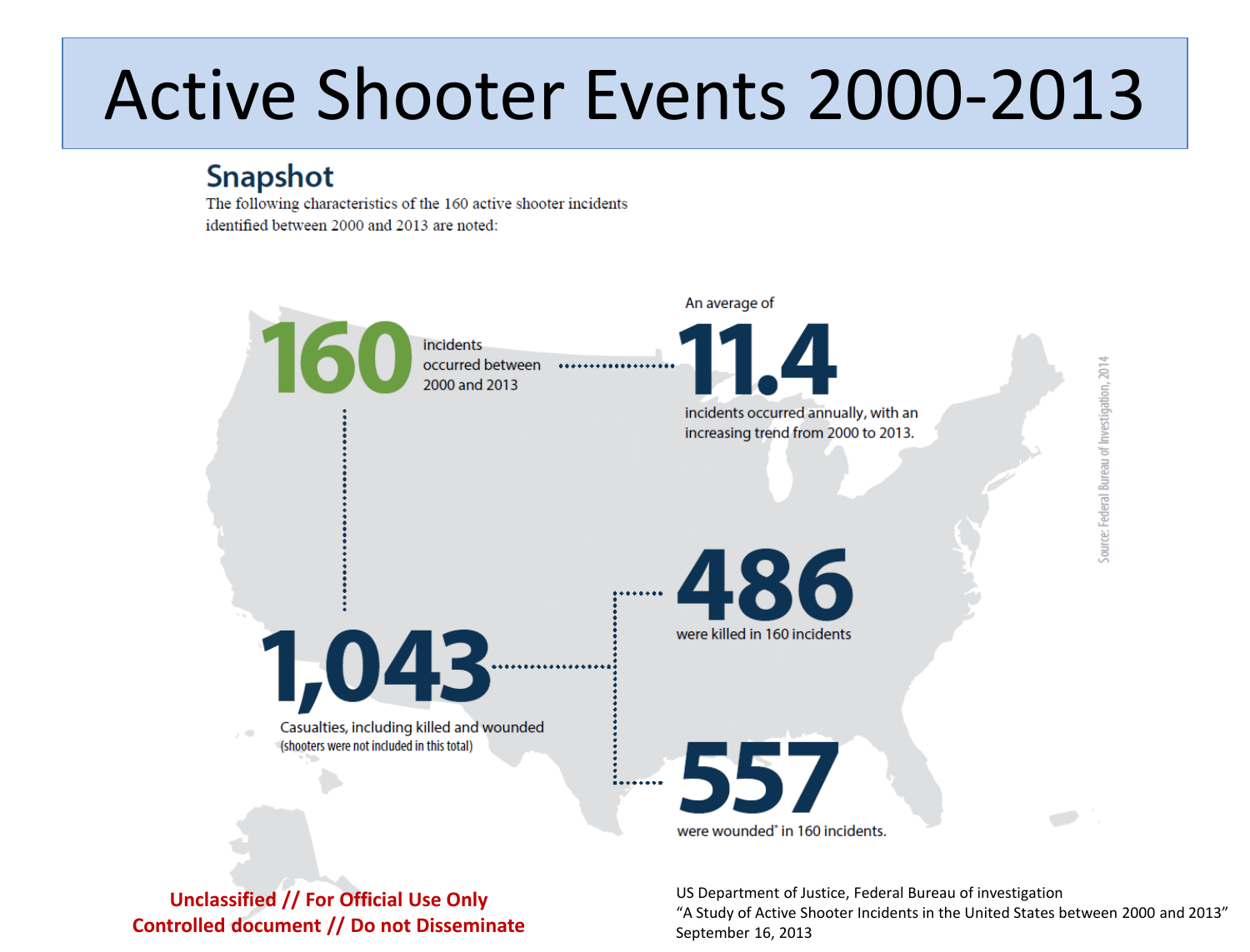# Active Shooter Events 2000-2013

## Snapshot

The following characteristics of the 160 active shooter incidents identified between 2000 and 2013 are noted:

**160** incidents occurred between 2000 and 2013

An average of **11.4** incidents occurred annually, with an increasing trend from 2000 to 2013.

**1,043** Casualties, including killed and wounded (shooters were not included in this total)

**486** were killed in 160 incidents

**557** were wounded* in 160 incidents.

Source: Federal Bureau of Investigation, 2014

**Unclassified // For Official Use Only**
**Controlled document // Do not Disseminate**

US Department of Justice, Federal Bureau of investigation
"A Study of Active Shooter Incidents in the United States between 2000 and 2013"
September 16, 2013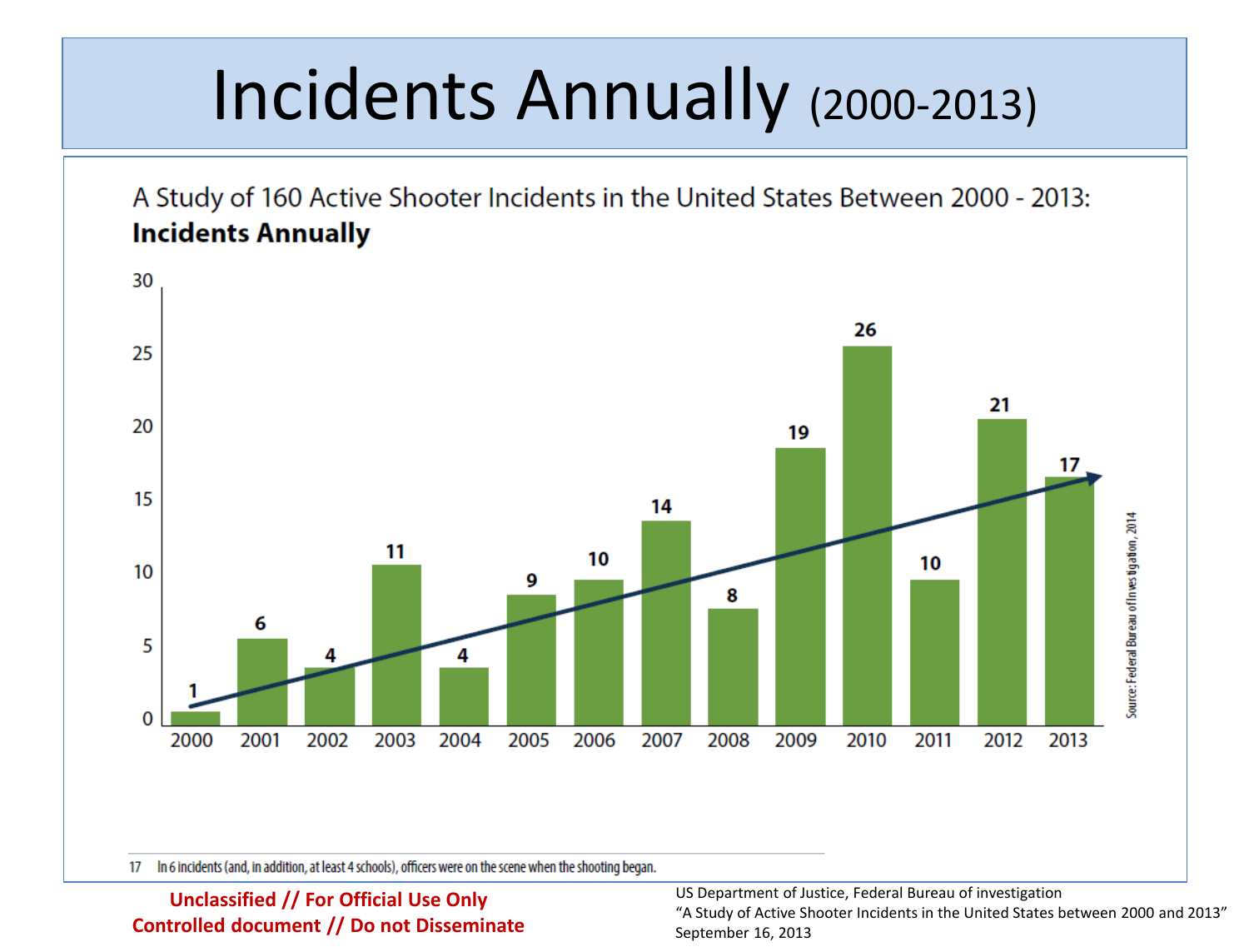# Incidents Annually (2000-2013)

A Study of 160 Active Shooter Incidents in the United States Between 2000 - 2013:
**Incidents Annually**

| Year | Incidents |
|---|---|
| 2000 | 1 |
| 2001 | 6 |
| 2002 | 4 |
| 2003 | 11 |
| 2004 | 4 |
| 2005 | 9 |
| 2006 | 10 |
| 2007 | 14 |
| 2008 | 8 |
| 2009 | 19 |
| 2010 | 26 |
| 2011 | 10 |
| 2012 | 21 |
| 2013 | 17 |

Source: Federal Bureau of Investigation, 2014

17 In 6 incidents (and, in addition, at least 4 schools), officers were on the scene when the shooting began.

**Unclassified // For Official Use Only**
**Controlled document // Do not Disseminate**

US Department of Justice, Federal Bureau of investigation
"A Study of Active Shooter Incidents in the United States between 2000 and 2013"
September 16, 2013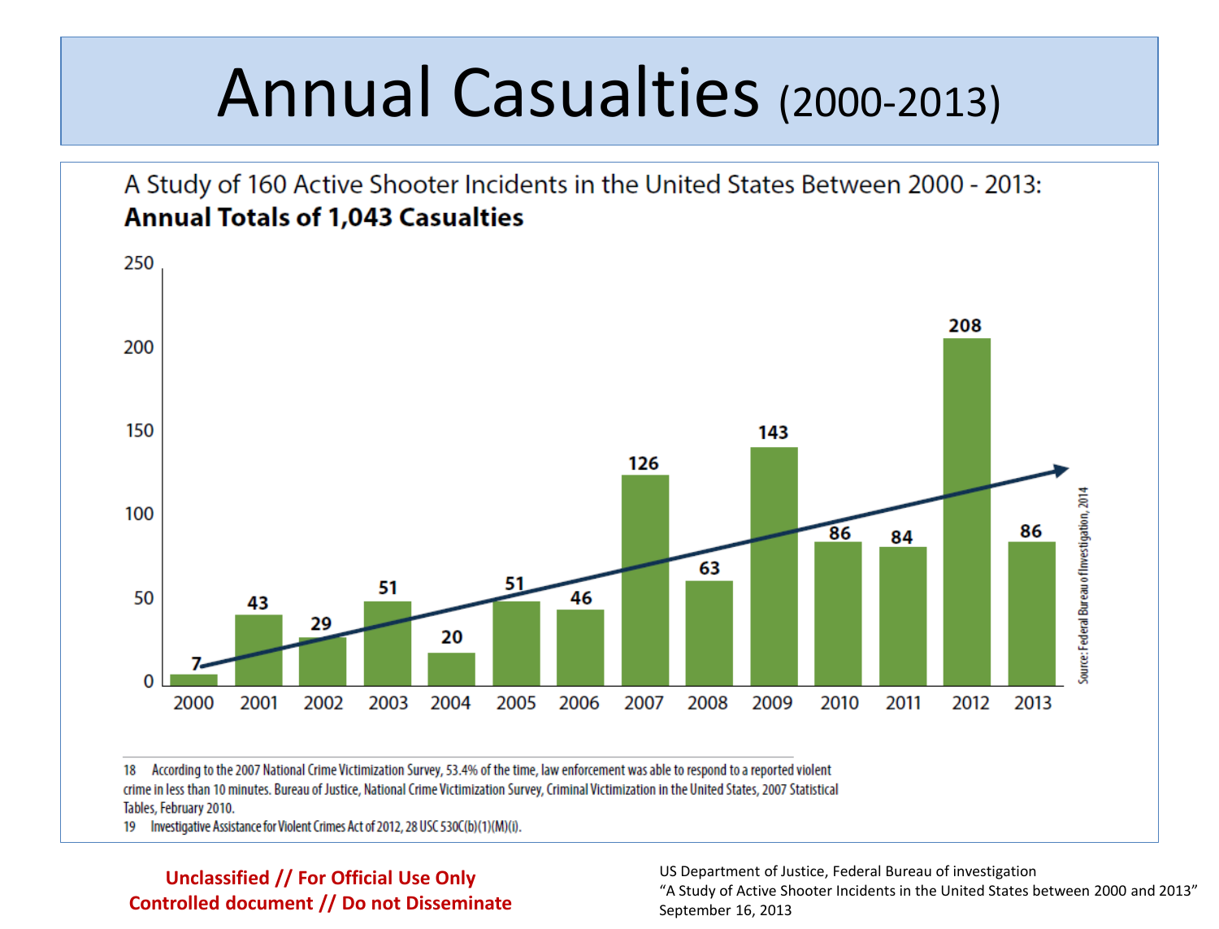# Annual Casualties (2000-2013)

A Study of 160 Active Shooter Incidents in the United States Between 2000 - 2013:
**Annual Totals of 1,043 Casualties**

| Year | Casualties |
|---|---|
| 2000 | 7 |
| 2001 | 43 |
| 2002 | 29 |
| 2003 | 51 |
| 2004 | 20 |
| 2005 | 51 |
| 2006 | 46 |
| 2007 | 126 |
| 2008 | 63 |
| 2009 | 143 |
| 2010 | 86 |
| 2011 | 84 |
| 2012 | 208 |
| 2013 | 86 |

Source: Federal Bureau of Investigation, 2014

18 According to the 2007 National Crime Victimization Survey, 53.4% of the time, law enforcement was able to respond to a reported violent crime in less than 10 minutes. Bureau of Justice, National Crime Victimization Survey, Criminal Victimization in the United States, 2007 Statistical Tables, February 2010.

19 Investigative Assistance for Violent Crimes Act of 2012, 28 USC 530C(b)(1)(M)(i).

**Unclassified // For Official Use Only**
**Controlled document // Do not Disseminate**

US Department of Justice, Federal Bureau of investigation
"A Study of Active Shooter Incidents in the United States between 2000 and 2013"
September 16, 2013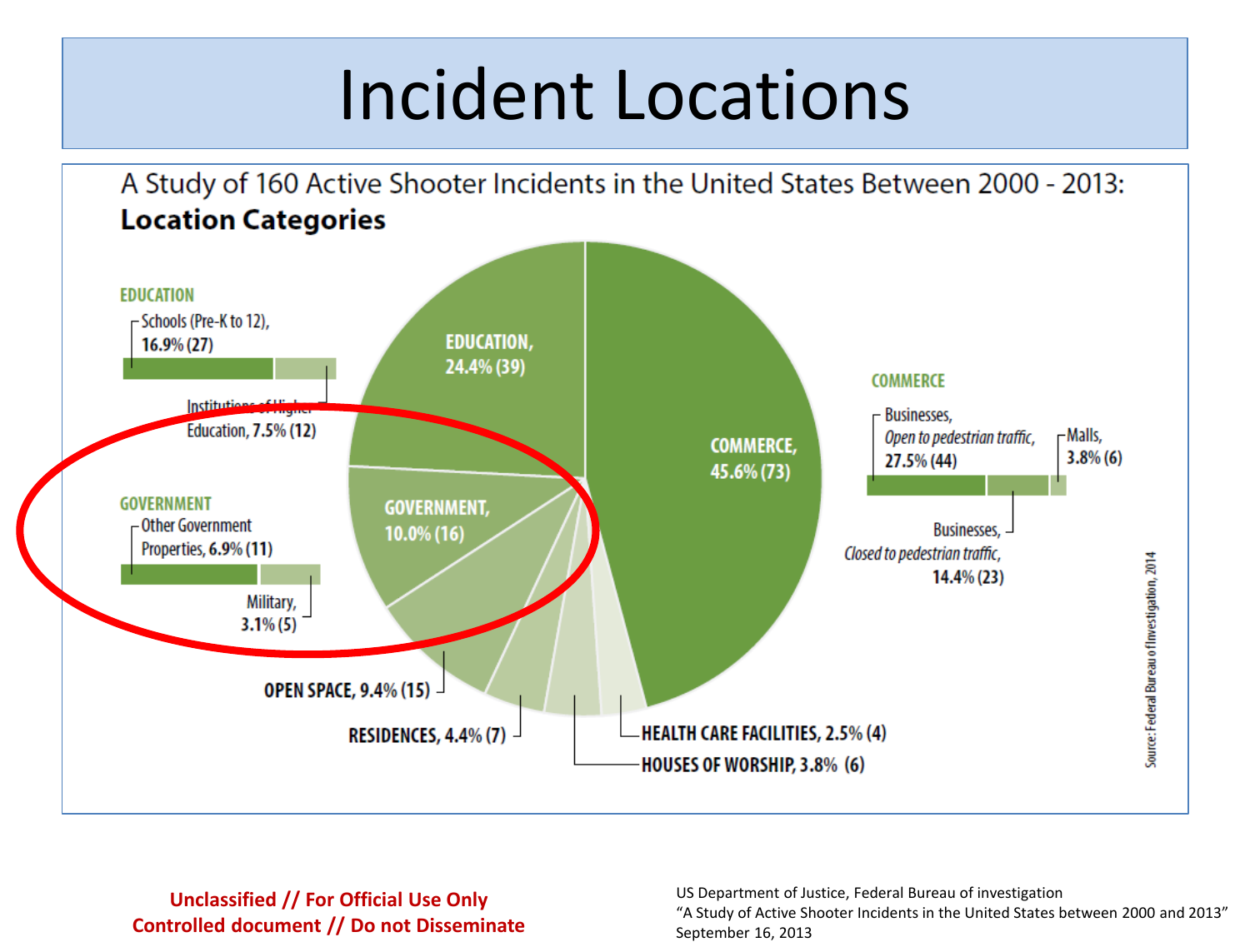# Incident Locations

A Study of 160 Active Shooter Incidents in the United States Between 2000 - 2013:
**Location Categories**

**EDUCATION**

- Schools (Pre-K to 12), **16.9% (27)**
- Institutions of Higher Education, **7.5% (12)**

**GOVERNMENT**

- Other Government Properties, **6.9% (11)**
- Military, **3.1% (5)**

**COMMERCE**

- Businesses, *Open to pedestrian traffic*, **27.5% (44)**
- Malls, **3.8% (6)**
- Businesses, *Closed to pedestrian traffic*, **14.4% (23)**

| Location Category | Percentage (Number) |
|---|---|
| COMMERCE | 45.6% (73) |
| EDUCATION | 24.4% (39) |
| GOVERNMENT | 10.0% (16) |
| OPEN SPACE | 9.4% (15) |
| RESIDENCES | 4.4% (7) |
| HOUSES OF WORSHIP | 3.8% (6) |
| HEALTH CARE FACILITIES | 2.5% (4) |

Source: Federal Bureau of Investigation, 2014

**Unclassified // For Official Use Only**
**Controlled document // Do not Disseminate**

US Department of Justice, Federal Bureau of investigation
"A Study of Active Shooter Incidents in the United States between 2000 and 2013"
September 16, 2013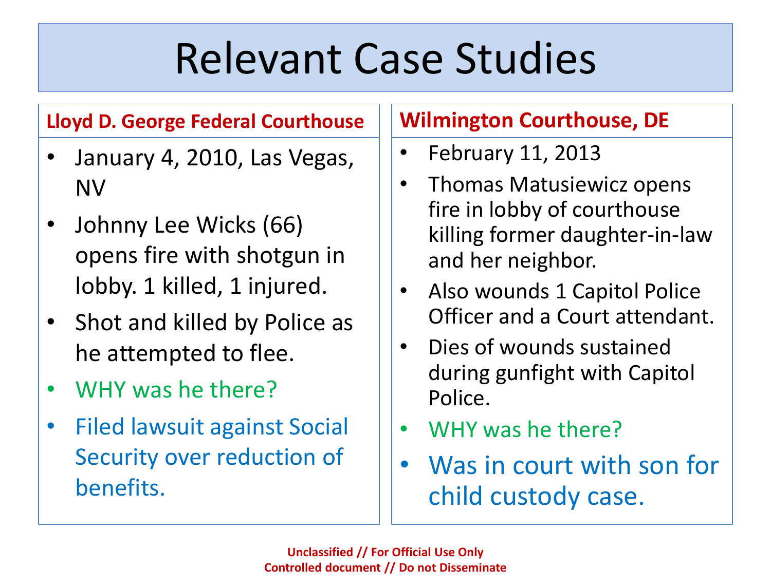# Relevant Case Studies

## Lloyd D. George Federal Courthouse

- January 4, 2010, Las Vegas, NV
- Johnny Lee Wicks (66) opens fire with shotgun in lobby. 1 killed, 1 injured.
- Shot and killed by Police as he attempted to flee.
- WHY was he there?
- Filed lawsuit against Social Security over reduction of benefits.

## Wilmington Courthouse, DE

- February 11, 2013
- Thomas Matusiewicz opens fire in lobby of courthouse killing former daughter-in-law and her neighbor.
- Also wounds 1 Capitol Police Officer and a Court attendant.
- Dies of wounds sustained during gunfight with Capitol Police.
- WHY was he there?
- Was in court with son for child custody case.

**Unclassified // For Official Use Only**
**Controlled document // Do not Disseminate**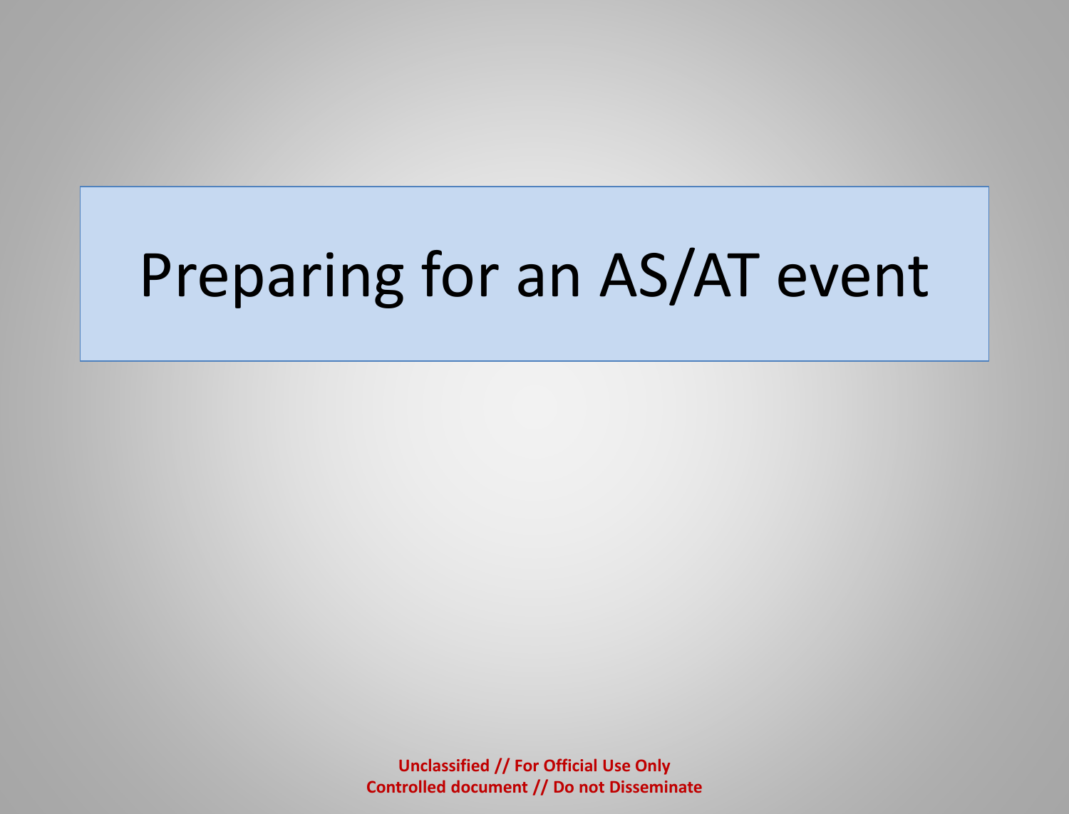# Preparing for an AS/AT event

**Unclassified // For Official Use Only**
**Controlled document // Do not Disseminate**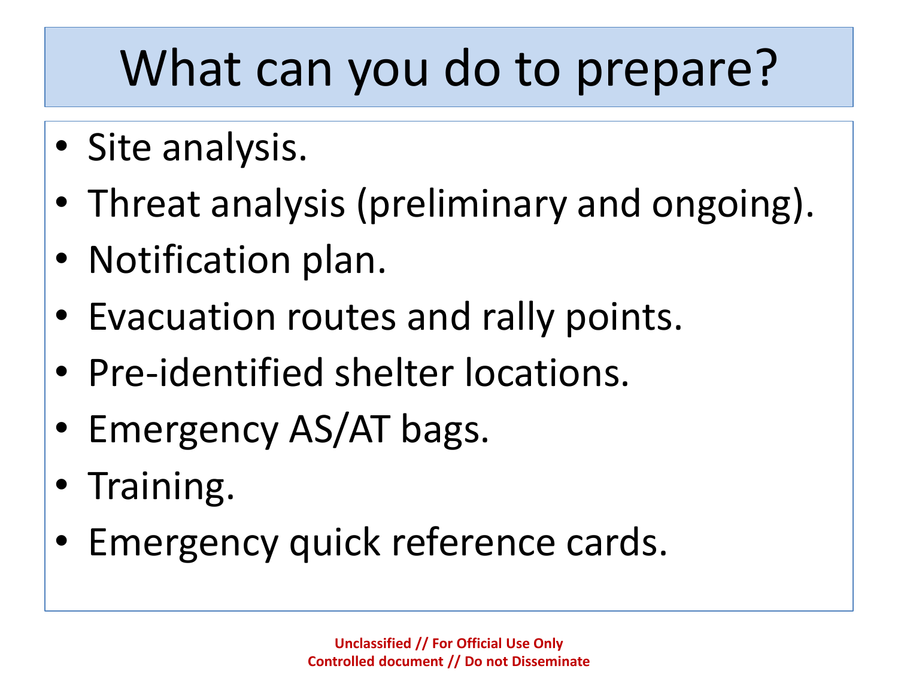# What can you do to prepare?

- Site analysis.
- Threat analysis (preliminary and ongoing).
- Notification plan.
- Evacuation routes and rally points.
- Pre-identified shelter locations.
- Emergency AS/AT bags.
- Training.
- Emergency quick reference cards.

**Unclassified // For Official Use Only**
**Controlled document // Do not Disseminate**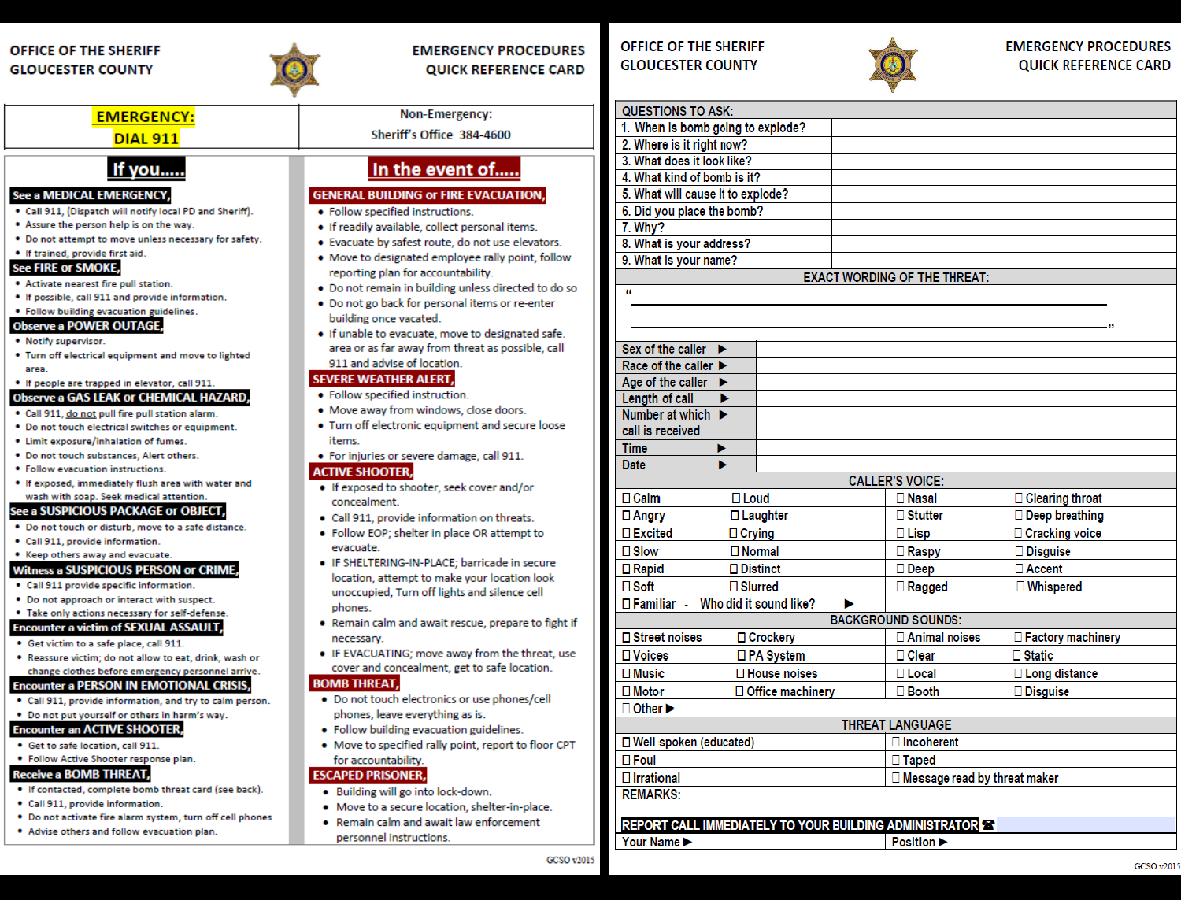OFFICE OF THE SHERIFF
GLOUCESTER COUNTY

EMERGENCY PROCEDURES
QUICK REFERENCE CARD

| EMERGENCY: DIAL 911 | Non-Emergency: Sheriff's Office 384-4600 |
|---|---|

## If you.....

**See a MEDICAL EMERGENCY,**

- Call 911, (Dispatch will notify local PD and Sheriff).
- Assure the person help is on the way.
- Do not attempt to move unless necessary for safety.
- If trained, provide first aid.

**See FIRE or SMOKE,**

- Activate nearest fire pull station.
- If possible, call 911 and provide information.
- Follow building evacuation guidelines.

**Observe a POWER OUTAGE,**

- Notify supervisor.
- Turn off electrical equipment and move to lighted area.
- If people are trapped in elevator, call 911.

**Observe a GAS LEAK or CHEMICAL HAZARD,**

- Call 911, do not pull fire pull station alarm.
- Do not touch electrical switches or equipment.
- Limit exposure/inhalation of fumes.
- Do not touch substances, Alert others.
- Follow evacuation instructions.
- If exposed, immediately flush area with water and wash with soap. Seek medical attention.

**See a SUSPICIOUS PACKAGE or OBJECT,**

- Do not touch or disturb, move to a safe distance.
- Call 911, provide information.
- Keep others away and evacuate.

**Witness a SUSPICIOUS PERSON or CRIME,**

- Call 911 provide specific information.
- Do not approach or interact with suspect.
- Take only actions necessary for self-defense.

**Encounter a victim of SEXUAL ASSAULT,**

- Get victim to a safe place, call 911.
- Reassure victim; do not allow to eat, drink, wash or change clothes before emergency personnel arrive.

**Encounter a PERSON IN EMOTIONAL CRISIS,**

- Call 911, provide information, and try to calm person.
- Do not put yourself or others in harm's way.

**Encounter an ACTIVE SHOOTER,**

- Get to safe location, call 911.
- Follow Active Shooter response plan.

**Receive a BOMB THREAT,**

- If contacted, complete bomb threat card (see back).
- Call 911, provide information.
- Do not activate fire alarm system, turn off cell phones
- Advise others and follow evacuation plan.

## In the event of.....

**GENERAL BUILDING or FIRE EVACUATION,**

- Follow specified instructions.
- If readily available, collect personal items.
- Evacuate by safest route, do not use elevators.
- Move to designated employee rally point, follow reporting plan for accountability.
- Do not remain in building unless directed to do so
- Do not go back for personal items or re-enter building once vacated.
- If unable to evacuate, move to designated safe area or as far away from threat as possible, call 911 and advise of location.

**SEVERE WEATHER ALERT,**

- Follow specified instruction.
- Move away from windows, close doors.
- Turn off electronic equipment and secure loose items.
- For injuries or severe damage, call 911.

**ACTIVE SHOOTER,**

- If exposed to shooter, seek cover and/or concealment.
- Call 911, provide information on threats.
- Follow EOP; shelter in place OR attempt to evacuate.
- IF SHELTERING-IN-PLACE; barricade in secure location, attempt to make your location look unoccupied, Turn off lights and silence cell phones.
- Remain calm and await rescue, prepare to fight if necessary.
- IF EVACUATING; move away from the threat, use cover and concealment, get to safe location.

**BOMB THREAT,**

- Do not touch electronics or use phones/cell phones, leave everything as is.
- Follow building evacuation guidelines.
- Move to specified rally point, report to floor CPT for accountability.

**ESCAPED PRISONER,**

- Building will go into lock-down.
- Move to a secure location, shelter-in-place.
- Remain calm and await law enforcement personnel instructions.

GCSO v2015

---

OFFICE OF THE SHERIFF
GLOUCESTER COUNTY

EMERGENCY PROCEDURES
QUICK REFERENCE CARD

| QUESTIONS TO ASK: | |
|---|---|
| 1. When is bomb going to explode? | |
| 2. Where is it right now? | |
| 3. What does it look like? | |
| 4. What kind of bomb is it? | |
| 5. What will cause it to explode? | |
| 6. Did you place the bomb? | |
| 7. Why? | |
| 8. What is your address? | |
| 9. What is your name? | |

**EXACT WORDING OF THE THREAT:**

"______________________________________________

______________________________________________"

| | |
|---|---|
| Sex of the caller ▶ | |
| Race of the caller ▶ | |
| Age of the caller ▶ | |
| Length of call ▶ | |
| Number at which call is received ▶ | |
| Time ▶ | |
| Date ▶ | |

**CALLER'S VOICE:**

| | | | |
|---|---|---|---|
| ☐ Calm | ☐ Loud | ☐ Nasal | ☐ Clearing throat |
| ☐ Angry | ☐ Laughter | ☐ Stutter | ☐ Deep breathing |
| ☐ Excited | ☐ Crying | ☐ Lisp | ☐ Cracking voice |
| ☐ Slow | ☐ Normal | ☐ Raspy | ☐ Disguise |
| ☐ Rapid | ☐ Distinct | ☐ Deep | ☐ Accent |
| ☐ Soft | ☐ Slurred | ☐ Ragged | ☐ Whispered |
| ☐ Familiar - Who did it sound like? ▶ | | | |

**BACKGROUND SOUNDS:**

| | | | |
|---|---|---|---|
| ☐ Street noises | ☐ Crockery | ☐ Animal noises | ☐ Factory machinery |
| ☐ Voices | ☐ PA System | ☐ Clear | ☐ Static |
| ☐ Music | ☐ House noises | ☐ Local | ☐ Long distance |
| ☐ Motor | ☐ Office machinery | ☐ Booth | ☐ Disguise |
| ☐ Other ▶ | | | |

**THREAT LANGUAGE**

| | |
|---|---|
| ☐ Well spoken (educated) | ☐ Incoherent |
| ☐ Foul | ☐ Taped |
| ☐ Irrational | ☐ Message read by threat maker |

REMARKS:

**REPORT CALL IMMEDIATELY TO YOUR BUILDING ADMINISTRATOR ☎**

| Your Name ▶ | Position ▶ |
|---|---|

GCSO v2015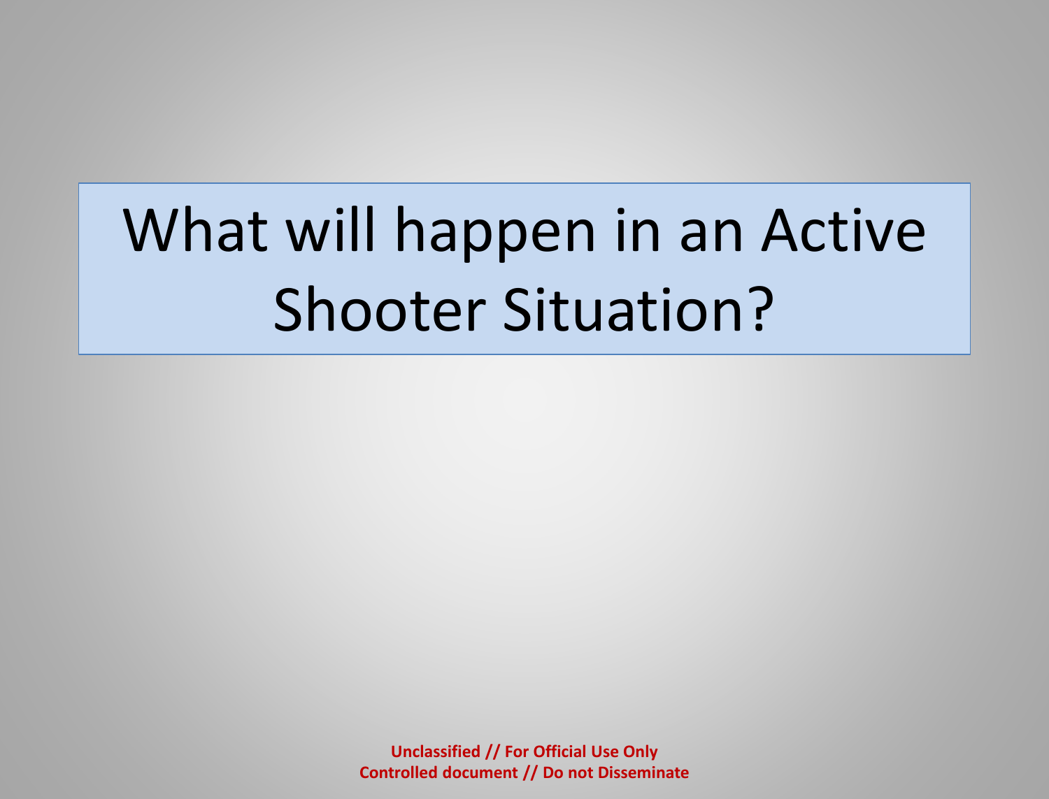# What will happen in an Active Shooter Situation?

**Unclassified // For Official Use Only**
**Controlled document // Do not Disseminate**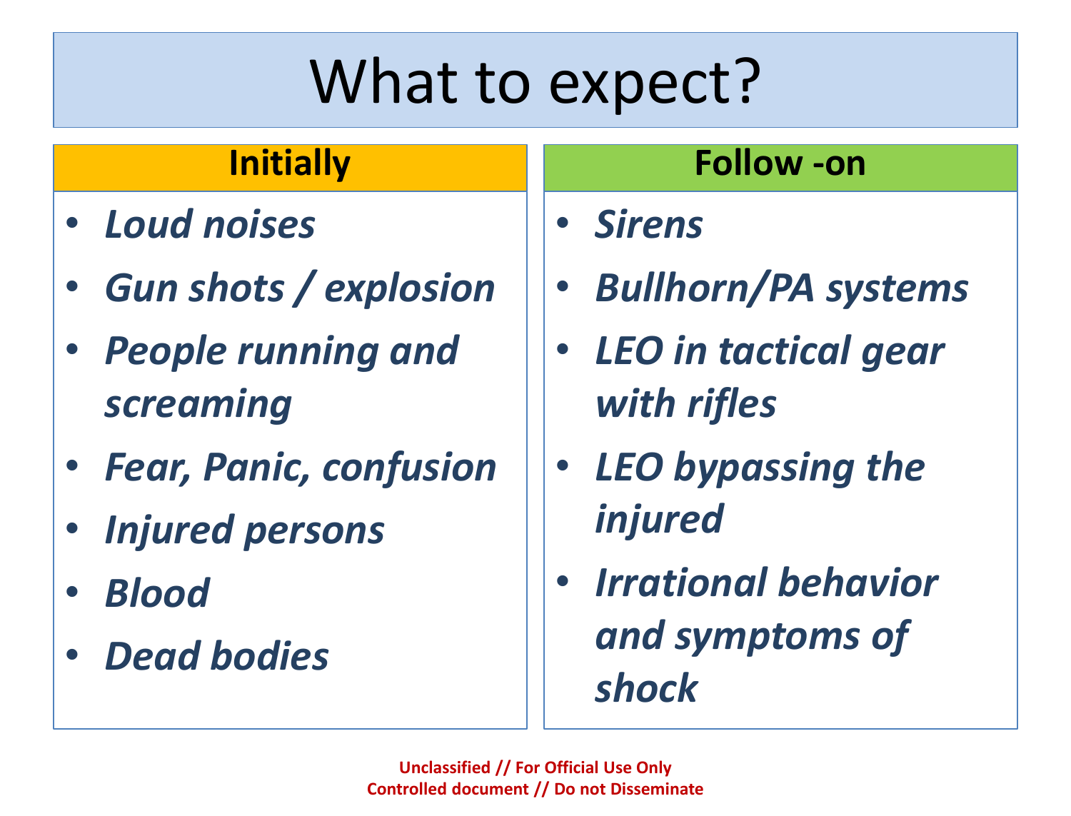# What to expect?

| Initially | Follow -on |
| --- | --- |
| • *Loud noises* | • *Sirens* |
| • *Gun shots / explosion* | • *Bullhorn/PA systems* |
| • *People running and screaming* | • *LEO in tactical gear with rifles* |
| • *Fear, Panic, confusion* | • *LEO bypassing the injured* |
| • *Injured persons* | • *Irrational behavior and symptoms of shock* |
| • *Blood* | |
| • *Dead bodies* | |

**Unclassified // For Official Use Only**
**Controlled document // Do not Disseminate**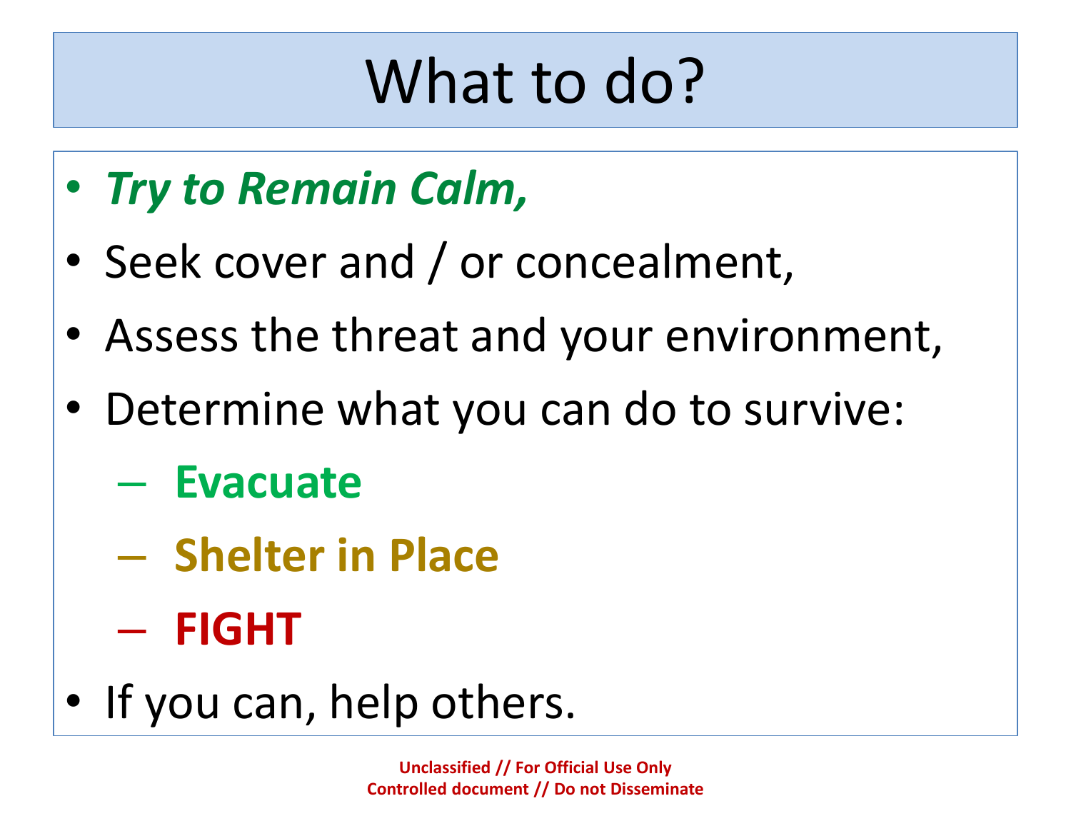# What to do?

- ***Try to Remain Calm,***
- Seek cover and / or concealment,
- Assess the threat and your environment,
- Determine what you can do to survive:
  - **Evacuate**
  - **Shelter in Place**
  - **FIGHT**
- If you can, help others.

**Unclassified // For Official Use Only**
**Controlled document // Do not Disseminate**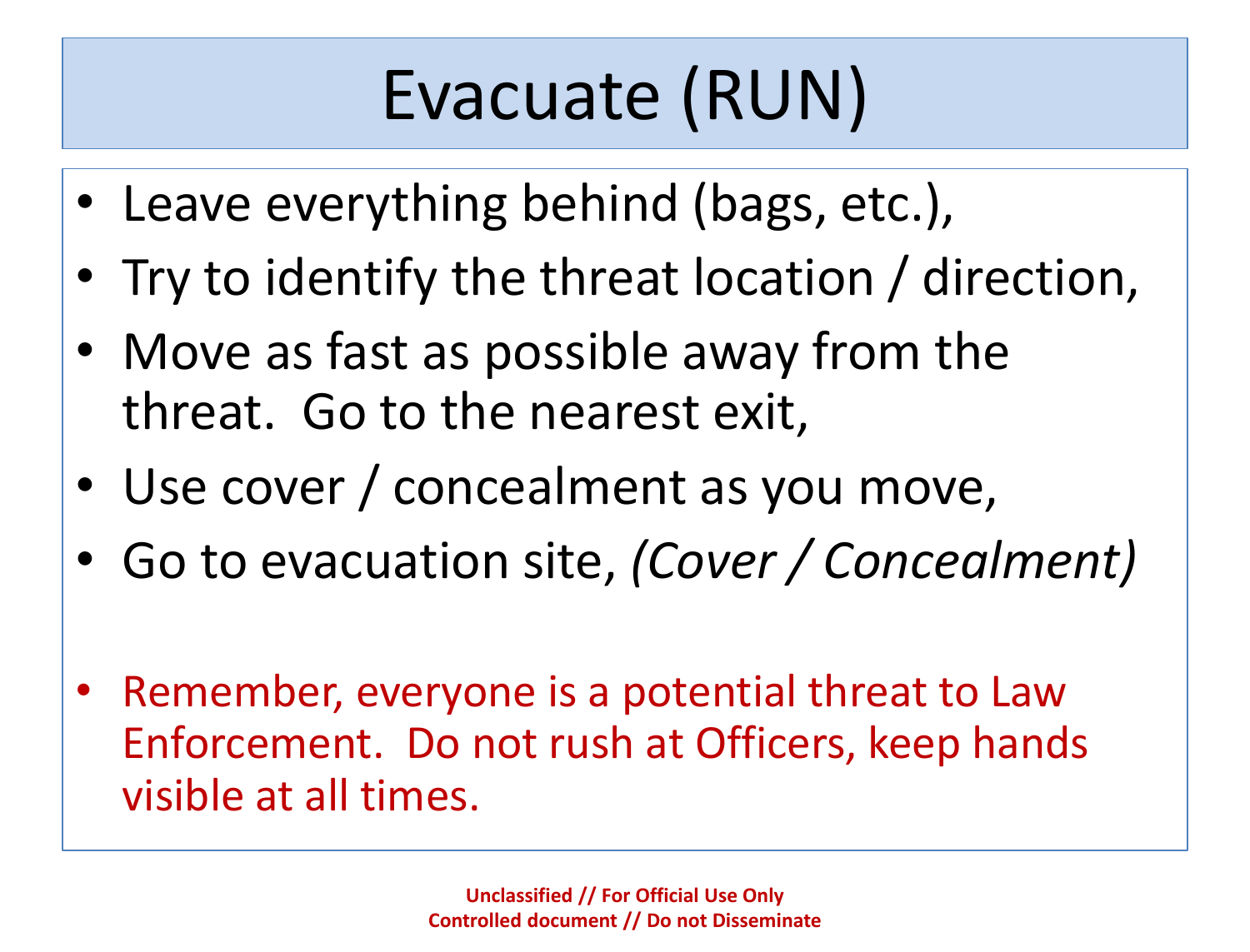# Evacuate (RUN)

- Leave everything behind (bags, etc.),
- Try to identify the threat location / direction,
- Move as fast as possible away from the threat. Go to the nearest exit,
- Use cover / concealment as you move,
- Go to evacuation site, *(Cover / Concealment)*

- Remember, everyone is a potential threat to Law Enforcement. Do not rush at Officers, keep hands visible at all times.

**Unclassified // For Official Use Only**
**Controlled document // Do not Disseminate**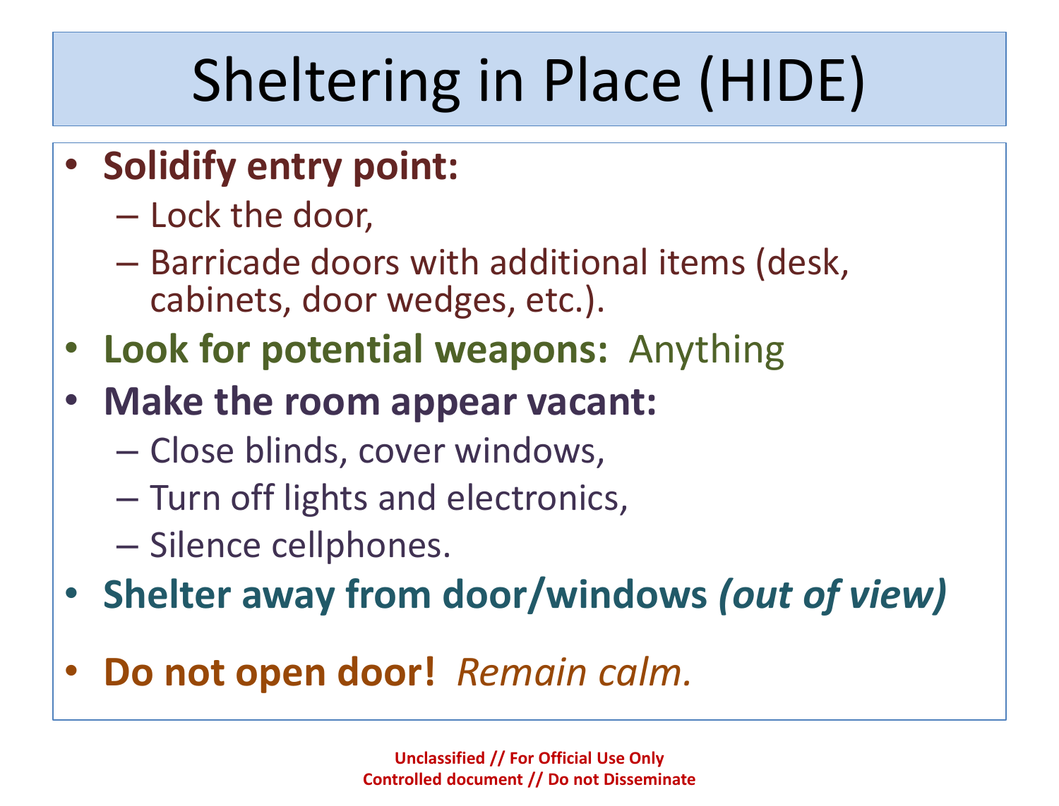# Sheltering in Place (HIDE)

- **Solidify entry point:**
  - Lock the door,
  - Barricade doors with additional items (desk, cabinets, door wedges, etc.).
- **Look for potential weapons:** Anything
- **Make the room appear vacant:**
  - Close blinds, cover windows,
  - Turn off lights and electronics,
  - Silence cellphones.
- **Shelter away from door/windows *(out of view)***
- **Do not open door!** *Remain calm.*

**Unclassified // For Official Use Only**
**Controlled document // Do not Disseminate**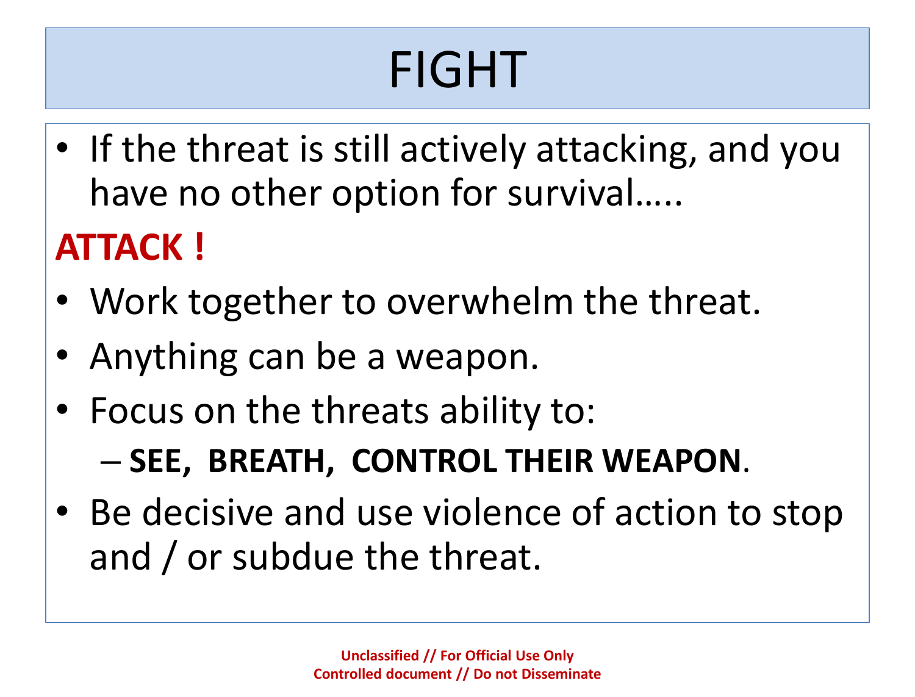# FIGHT

- If the threat is still actively attacking, and you have no other option for survival…..

**ATTACK !**

- Work together to overwhelm the threat.
- Anything can be a weapon.
- Focus on the threats ability to:
  - **SEE, BREATH, CONTROL THEIR WEAPON**.
- Be decisive and use violence of action to stop and / or subdue the threat.

**Unclassified // For Official Use Only**
**Controlled document // Do not Disseminate**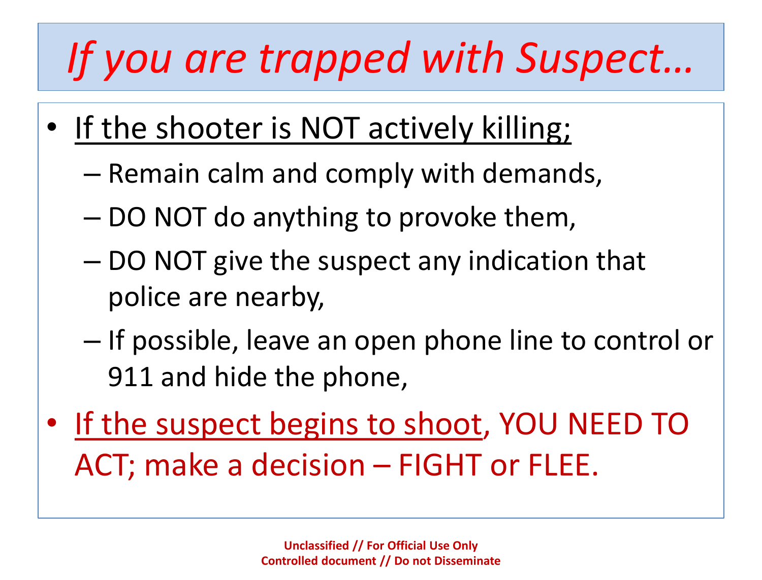# *If you are trapped with Suspect…*

- If the shooter is NOT actively killing;
  - Remain calm and comply with demands,
  - DO NOT do anything to provoke them,
  - DO NOT give the suspect any indication that police are nearby,
  - If possible, leave an open phone line to control or 911 and hide the phone,
- If the suspect begins to shoot, YOU NEED TO ACT; make a decision – FIGHT or FLEE.

**Unclassified // For Official Use Only**
**Controlled document // Do not Disseminate**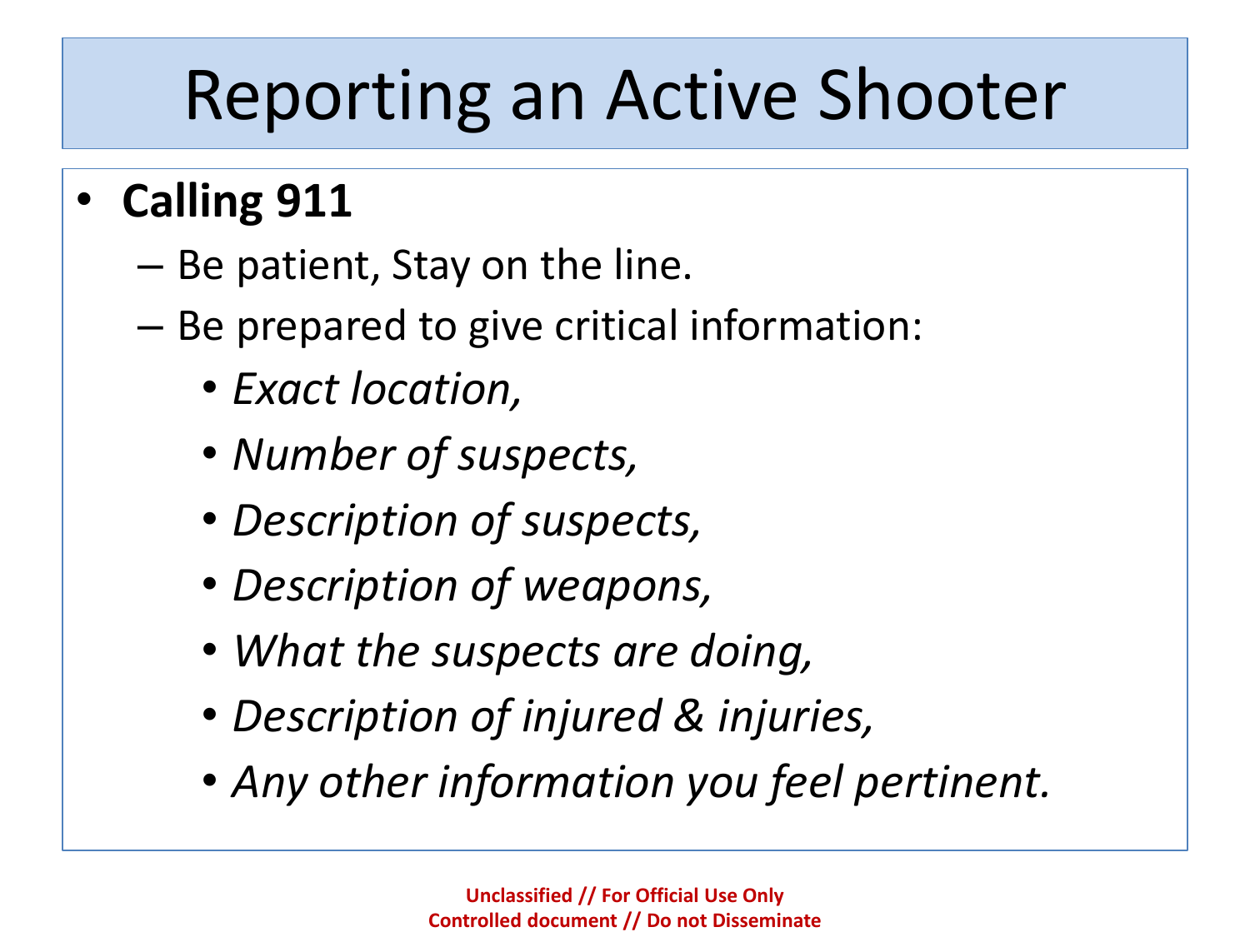# Reporting an Active Shooter

- **Calling 911**
  - Be patient, Stay on the line.
  - Be prepared to give critical information:
    - *Exact location,*
    - *Number of suspects,*
    - *Description of suspects,*
    - *Description of weapons,*
    - *What the suspects are doing,*
    - *Description of injured & injuries,*
    - *Any other information you feel pertinent.*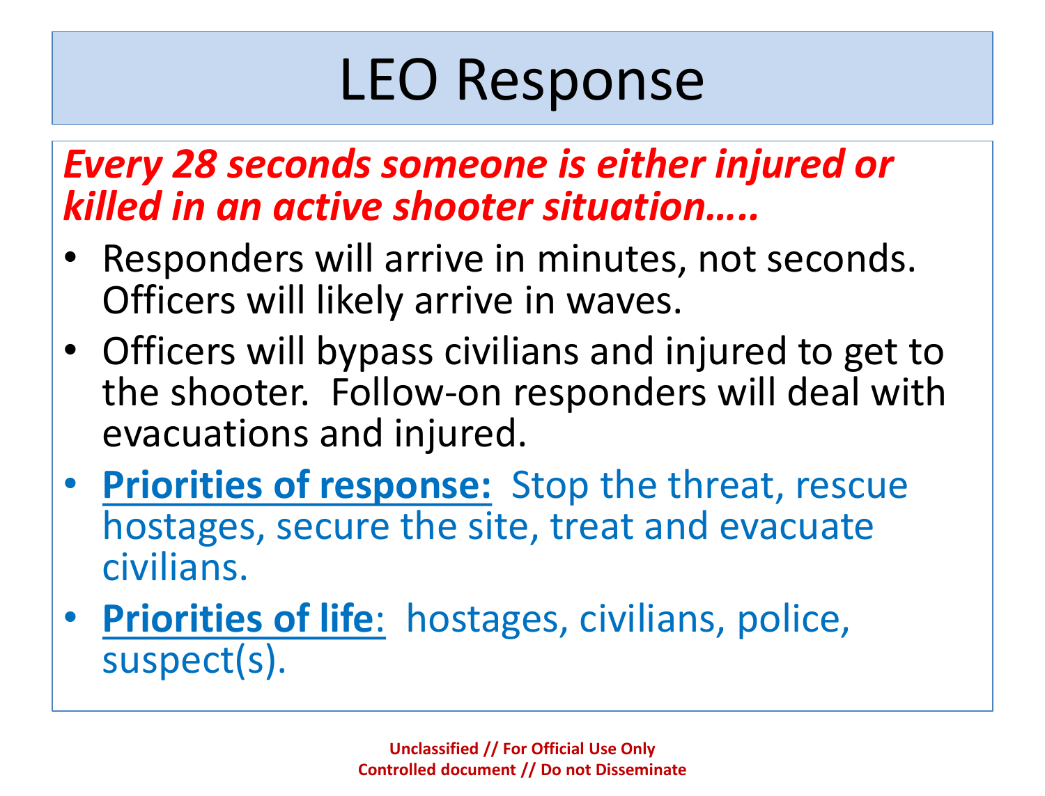# LEO Response

***Every 28 seconds someone is either injured or killed in an active shooter situation…..***

- Responders will arrive in minutes, not seconds. Officers will likely arrive in waves.
- Officers will bypass civilians and injured to get to the shooter. Follow-on responders will deal with evacuations and injured.
- **Priorities of response:** Stop the threat, rescue hostages, secure the site, treat and evacuate civilians.
- **Priorities of life**: hostages, civilians, police, suspect(s).

Unclassified // For Official Use Only
Controlled document // Do not Disseminate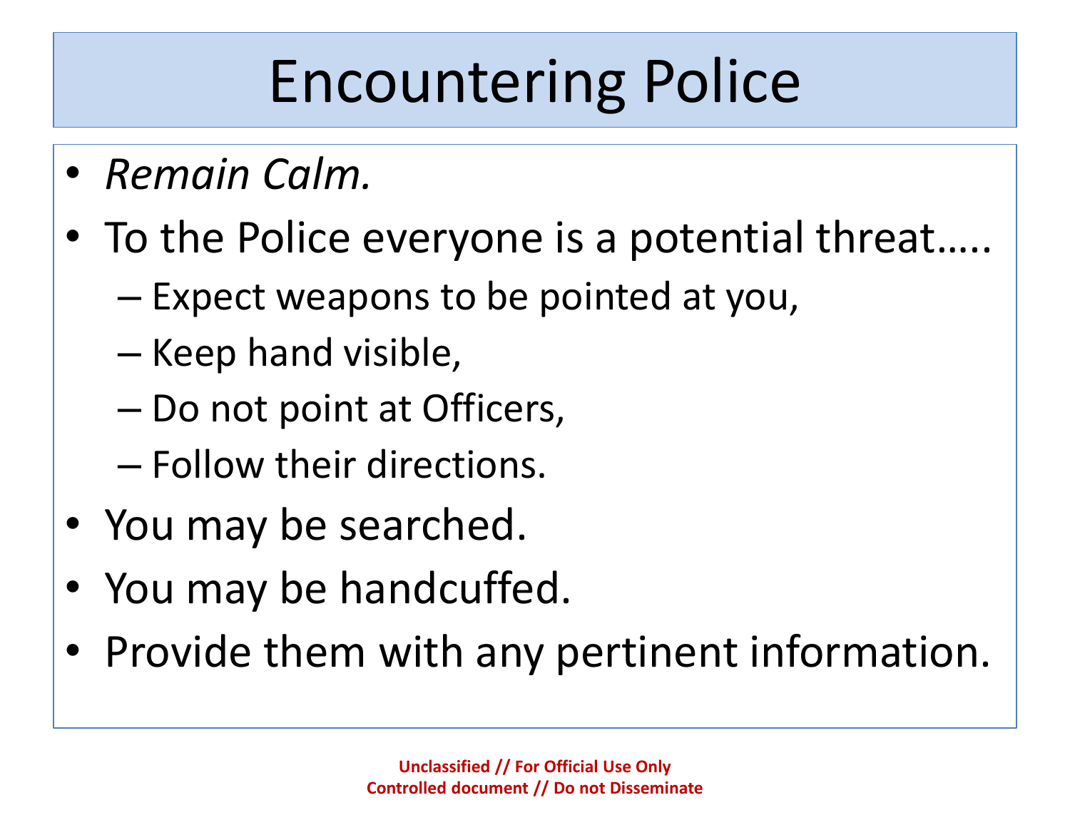# Encountering Police

- *Remain Calm.*
- To the Police everyone is a potential threat…..
  - Expect weapons to be pointed at you,
  - Keep hand visible,
  - Do not point at Officers,
  - Follow their directions.
- You may be searched.
- You may be handcuffed.
- Provide them with any pertinent information.

**Unclassified // For Official Use Only**
**Controlled document // Do not Disseminate**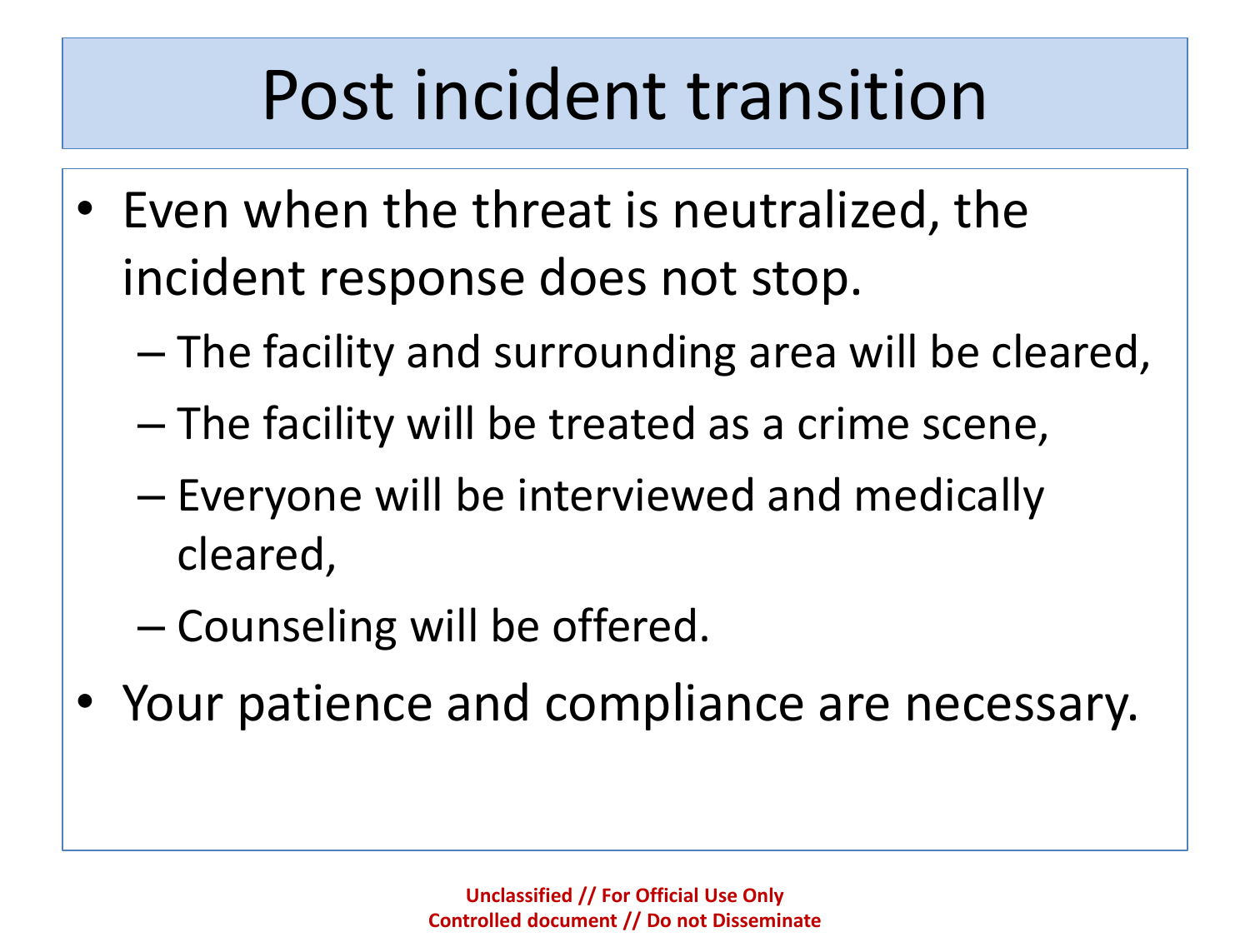# Post incident transition

- Even when the threat is neutralized, the incident response does not stop.
  - The facility and surrounding area will be cleared,
  - The facility will be treated as a crime scene,
  - Everyone will be interviewed and medically cleared,
  - Counseling will be offered.
- Your patience and compliance are necessary.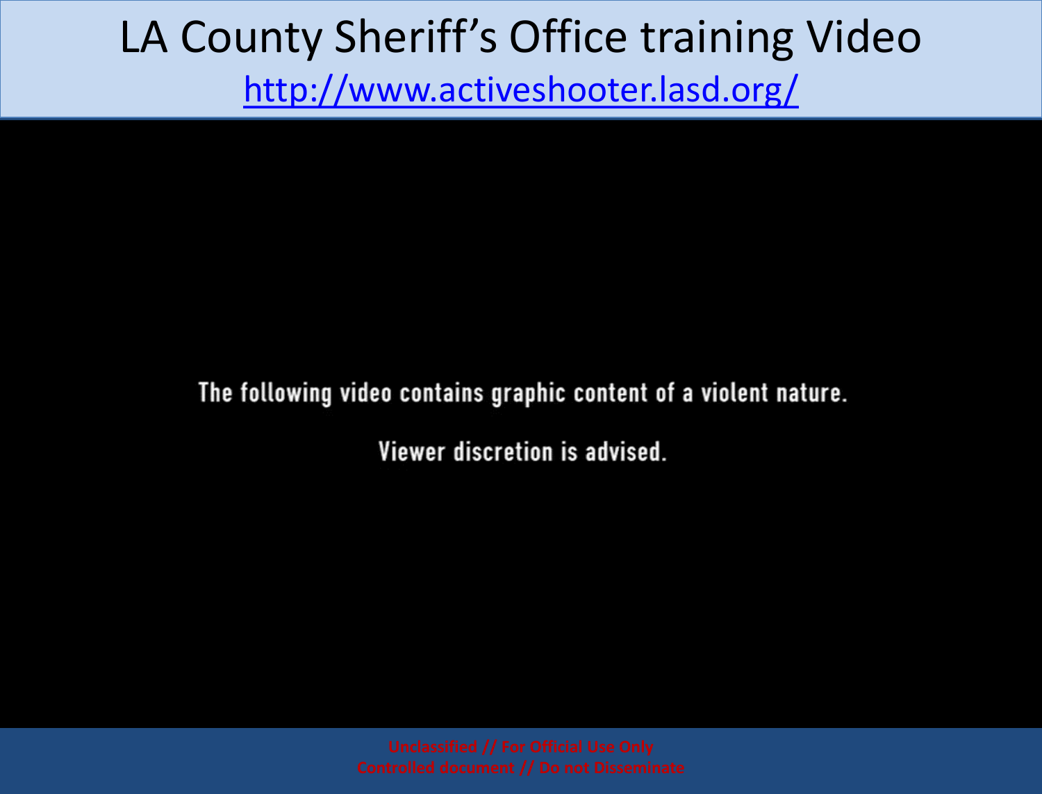# LA County Sheriff's Office training Video

[http://www.activeshooter.lasd.org/](http://www.activeshooter.lasd.org/)

The following video contains graphic content of a violent nature.

Viewer discretion is advised.

Unclassified // For Official Use Only
Controlled document // Do not Disseminate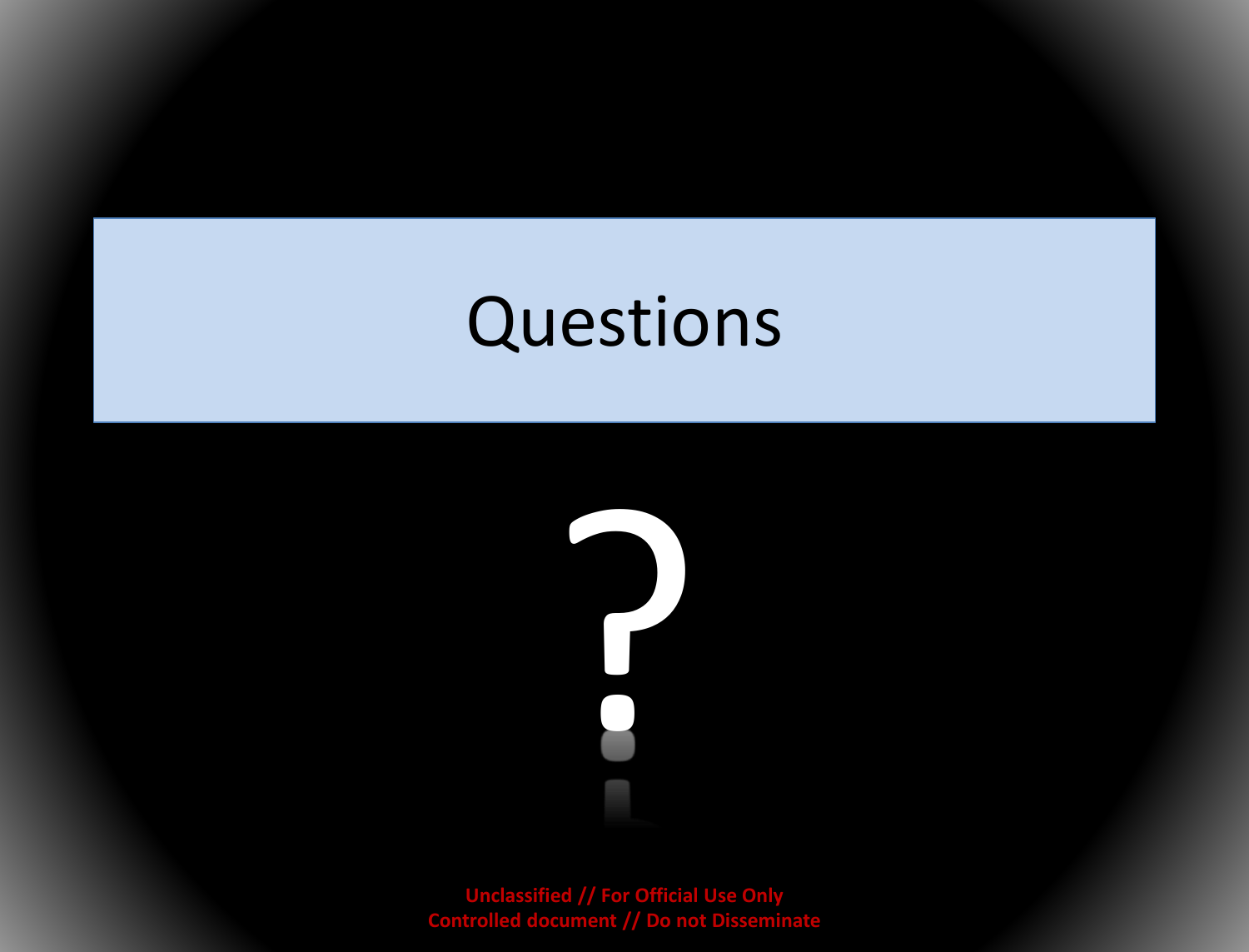# Questions

?

Unclassified // For Official Use Only
Controlled document // Do not Disseminate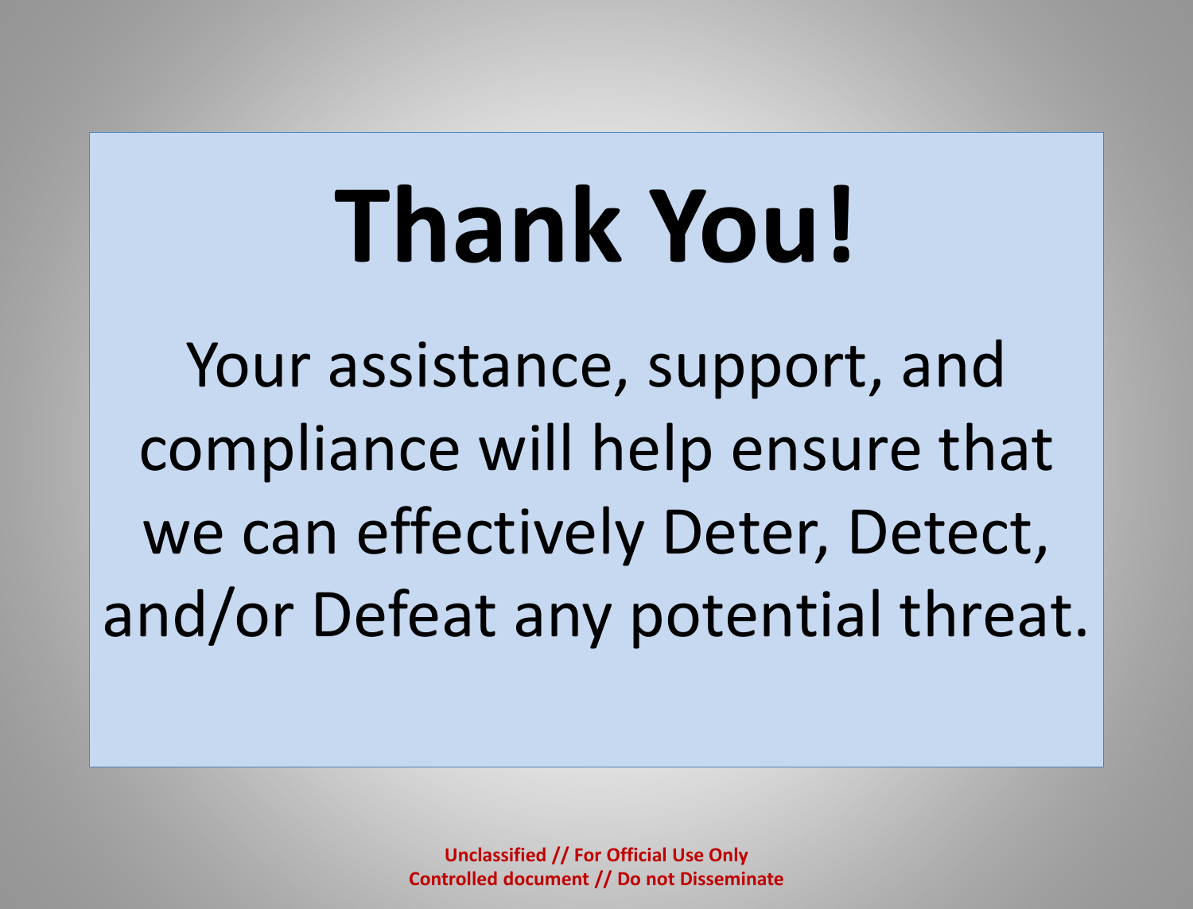# Thank You!

Your assistance, support, and compliance will help ensure that we can effectively Deter, Detect, and/or Defeat any potential threat.

**Unclassified // For Official Use Only**
**Controlled document // Do not Disseminate**